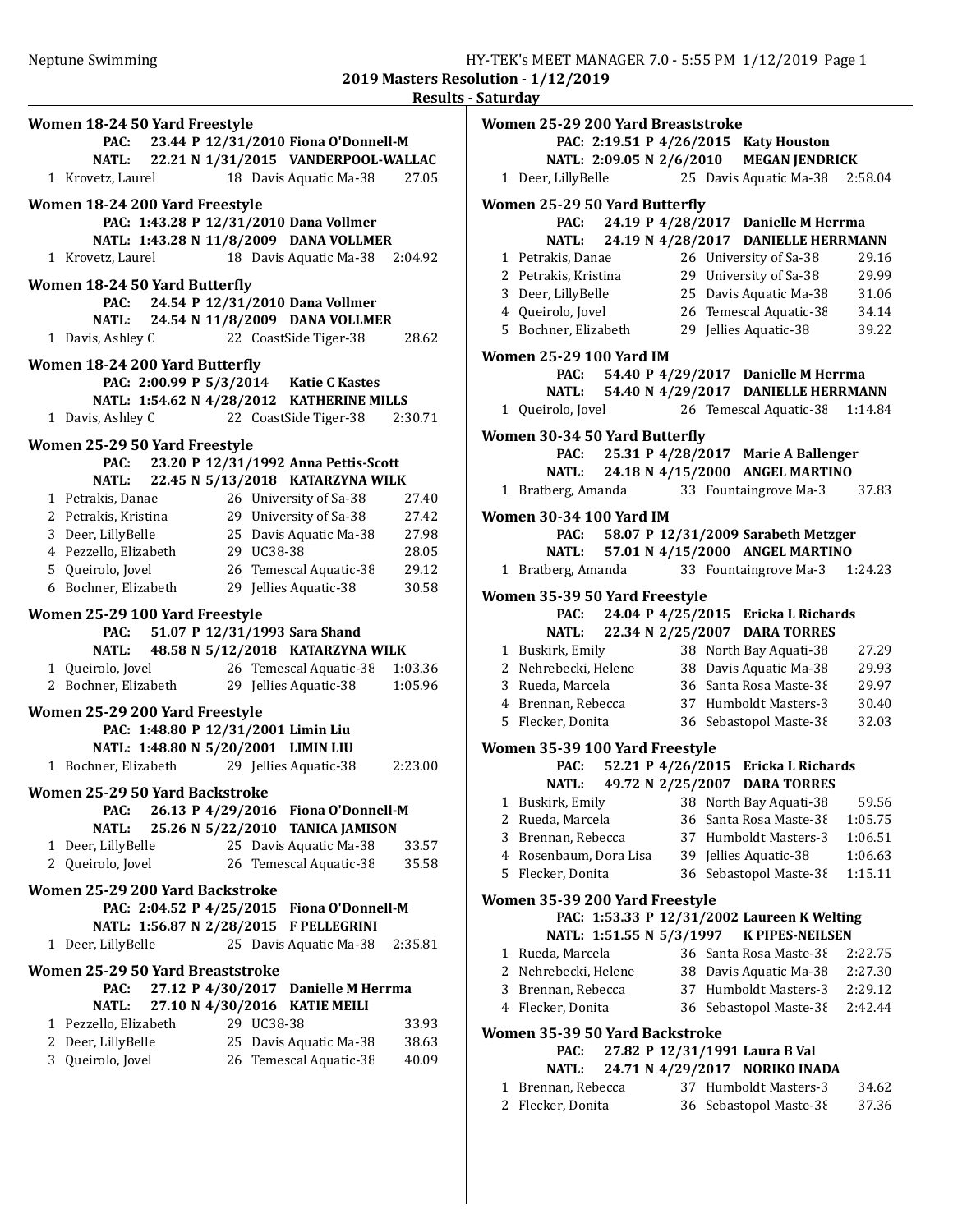Neptune Swimming

**2019 Masters Resolution - 1/12/2019**

**Results - Saturday**

### Women 18-24 50 Yard Freestyle

PAC: 23.44 P 12/31/2010 Fiona O'Donnell-M
NATL: 22.21 N 1/31/2015 VANDERPOOL-WALLAC

| Place | Name | Age | Team | Time |
|---|---|---|---|---|
| 1 | Krovetz, Laurel | 18 | Davis Aquatic Ma-38 | 27.05 |

### Women 18-24 200 Yard Freestyle

PAC: 1:43.28 P 12/31/2010 Dana Vollmer
NATL: 1:43.28 N 11/8/2009 DANA VOLLMER

| Place | Name | Age | Team | Time |
|---|---|---|---|---|
| 1 | Krovetz, Laurel | 18 | Davis Aquatic Ma-38 | 2:04.92 |

### Women 18-24 50 Yard Butterfly

PAC: 24.54 P 12/31/2010 Dana Vollmer
NATL: 24.54 N 11/8/2009 DANA VOLLMER

| Place | Name | Age | Team | Time |
|---|---|---|---|---|
| 1 | Davis, Ashley C | 22 | CoastSide Tiger-38 | 28.62 |

### Women 18-24 200 Yard Butterfly

PAC: 2:00.99 P 5/3/2014 Katie C Kastes
NATL: 1:54.62 N 4/28/2012 KATHERINE MILLS

| Place | Name | Age | Team | Time |
|---|---|---|---|---|
| 1 | Davis, Ashley C | 22 | CoastSide Tiger-38 | 2:30.71 |

### Women 25-29 50 Yard Freestyle

PAC: 23.20 P 12/31/1992 Anna Pettis-Scott
NATL: 22.45 N 5/13/2018 KATARZYNA WILK

| Place | Name | Age | Team | Time |
|---|---|---|---|---|
| 1 | Petrakis, Danae | 26 | University of Sa-38 | 27.40 |
| 2 | Petrakis, Kristina | 29 | University of Sa-38 | 27.42 |
| 3 | Deer, LillyBelle | 25 | Davis Aquatic Ma-38 | 27.98 |
| 4 | Pezzello, Elizabeth | 29 | UC38-38 | 28.05 |
| 5 | Queirolo, Jovel | 26 | Temescal Aquatic-38 | 29.12 |
| 6 | Bochner, Elizabeth | 29 | Jellies Aquatic-38 | 30.58 |

### Women 25-29 100 Yard Freestyle

PAC: 51.07 P 12/31/1993 Sara Shand
NATL: 48.58 N 5/12/2018 KATARZYNA WILK

| Place | Name | Age | Team | Time |
|---|---|---|---|---|
| 1 | Queirolo, Jovel | 26 | Temescal Aquatic-38 | 1:03.36 |
| 2 | Bochner, Elizabeth | 29 | Jellies Aquatic-38 | 1:05.96 |

### Women 25-29 200 Yard Freestyle

PAC: 1:48.80 P 12/31/2001 Limin Liu
NATL: 1:48.80 N 5/20/2001 LIMIN LIU

| Place | Name | Age | Team | Time |
|---|---|---|---|---|
| 1 | Bochner, Elizabeth | 29 | Jellies Aquatic-38 | 2:23.00 |

### Women 25-29 50 Yard Backstroke

PAC: 26.13 P 4/29/2016 Fiona O'Donnell-M
NATL: 25.26 N 5/22/2010 TANICA JAMISON

| Place | Name | Age | Team | Time |
|---|---|---|---|---|
| 1 | Deer, LillyBelle | 25 | Davis Aquatic Ma-38 | 33.57 |
| 2 | Queirolo, Jovel | 26 | Temescal Aquatic-38 | 35.58 |

### Women 25-29 200 Yard Backstroke

PAC: 2:04.52 P 4/25/2015 Fiona O'Donnell-M
NATL: 1:56.87 N 2/28/2015 F PELLEGRINI

| Place | Name | Age | Team | Time |
|---|---|---|---|---|
| 1 | Deer, LillyBelle | 25 | Davis Aquatic Ma-38 | 2:35.81 |

### Women 25-29 50 Yard Breaststroke

PAC: 27.12 P 4/30/2017 Danielle M Herrma
NATL: 27.10 N 4/30/2016 KATIE MEILI

| Place | Name | Age | Team | Time |
|---|---|---|---|---|
| 1 | Pezzello, Elizabeth | 29 | UC38-38 | 33.93 |
| 2 | Deer, LillyBelle | 25 | Davis Aquatic Ma-38 | 38.63 |
| 3 | Queirolo, Jovel | 26 | Temescal Aquatic-38 | 40.09 |

### Women 25-29 200 Yard Breaststroke

PAC: 2:19.51 P 4/26/2015 Katy Houston
NATL: 2:09.05 N 2/6/2010 MEGAN JENDRICK

| Place | Name | Age | Team | Time |
|---|---|---|---|---|
| 1 | Deer, LillyBelle | 25 | Davis Aquatic Ma-38 | 2:58.04 |

### Women 25-29 50 Yard Butterfly

PAC: 24.19 P 4/28/2017 Danielle M Herrma
NATL: 24.19 N 4/28/2017 DANIELLE HERRMANN

| Place | Name | Age | Team | Time |
|---|---|---|---|---|
| 1 | Petrakis, Danae | 26 | University of Sa-38 | 29.16 |
| 2 | Petrakis, Kristina | 29 | University of Sa-38 | 29.99 |
| 3 | Deer, LillyBelle | 25 | Davis Aquatic Ma-38 | 31.06 |
| 4 | Queirolo, Jovel | 26 | Temescal Aquatic-38 | 34.14 |
| 5 | Bochner, Elizabeth | 29 | Jellies Aquatic-38 | 39.22 |

### Women 25-29 100 Yard IM

PAC: 54.40 P 4/29/2017 Danielle M Herrma
NATL: 54.40 N 4/29/2017 DANIELLE HERRMANN

| Place | Name | Age | Team | Time |
|---|---|---|---|---|
| 1 | Queirolo, Jovel | 26 | Temescal Aquatic-38 | 1:14.84 |

### Women 30-34 50 Yard Butterfly

PAC: 25.31 P 4/28/2017 Marie A Ballenger
NATL: 24.18 N 4/15/2000 ANGEL MARTINO

| Place | Name | Age | Team | Time |
|---|---|---|---|---|
| 1 | Bratberg, Amanda | 33 | Fountaingrove Ma-3 | 37.83 |

### Women 30-34 100 Yard IM

PAC: 58.07 P 12/31/2009 Sarabeth Metzger
NATL: 57.01 N 4/15/2000 ANGEL MARTINO

| Place | Name | Age | Team | Time |
|---|---|---|---|---|
| 1 | Bratberg, Amanda | 33 | Fountaingrove Ma-3 | 1:24.23 |

### Women 35-39 50 Yard Freestyle

PAC: 24.04 P 4/25/2015 Ericka L Richards
NATL: 22.34 N 2/25/2007 DARA TORRES

| Place | Name | Age | Team | Time |
|---|---|---|---|---|
| 1 | Buskirk, Emily | 38 | North Bay Aquati-38 | 27.29 |
| 2 | Nehrebecki, Helene | 38 | Davis Aquatic Ma-38 | 29.93 |
| 3 | Rueda, Marcela | 36 | Santa Rosa Maste-38 | 29.97 |
| 4 | Brennan, Rebecca | 37 | Humboldt Masters-3 | 30.40 |
| 5 | Flecker, Donita | 36 | Sebastopol Maste-38 | 32.03 |

### Women 35-39 100 Yard Freestyle

PAC: 52.21 P 4/26/2015 Ericka L Richards
NATL: 49.72 N 2/25/2007 DARA TORRES

| Place | Name | Age | Team | Time |
|---|---|---|---|---|
| 1 | Buskirk, Emily | 38 | North Bay Aquati-38 | 59.56 |
| 2 | Rueda, Marcela | 36 | Santa Rosa Maste-38 | 1:05.75 |
| 3 | Brennan, Rebecca | 37 | Humboldt Masters-3 | 1:06.51 |
| 4 | Rosenbaum, Dora Lisa | 39 | Jellies Aquatic-38 | 1:06.63 |
| 5 | Flecker, Donita | 36 | Sebastopol Maste-38 | 1:15.11 |

### Women 35-39 200 Yard Freestyle

PAC: 1:53.33 P 12/31/2002 Laureen K Welting
NATL: 1:51.55 N 5/3/1997 K PIPES-NEILSEN

| Place | Name | Age | Team | Time |
|---|---|---|---|---|
| 1 | Rueda, Marcela | 36 | Santa Rosa Maste-38 | 2:22.75 |
| 2 | Nehrebecki, Helene | 38 | Davis Aquatic Ma-38 | 2:27.30 |
| 3 | Brennan, Rebecca | 37 | Humboldt Masters-3 | 2:29.12 |
| 4 | Flecker, Donita | 36 | Sebastopol Maste-38 | 2:42.44 |

### Women 35-39 50 Yard Backstroke

PAC: 27.82 P 12/31/1991 Laura B Val
NATL: 24.71 N 4/29/2017 NORIKO INADA

| Place | Name | Age | Team | Time |
|---|---|---|---|---|
| 1 | Brennan, Rebecca | 37 | Humboldt Masters-3 | 34.62 |
| 2 | Flecker, Donita | 36 | Sebastopol Maste-38 | 37.36 |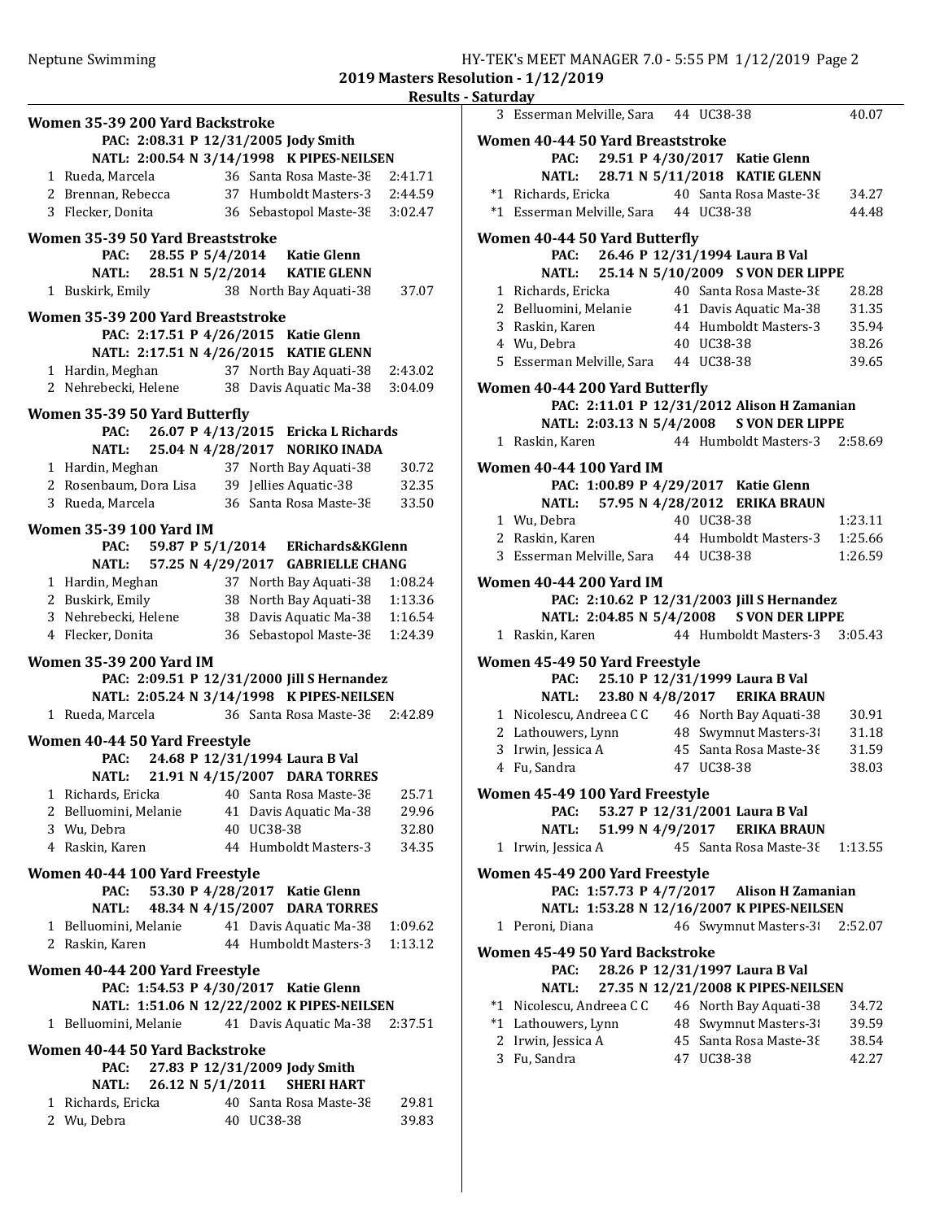**2019 Masters Resolution - 1/12/2019**

**Results - Saturday**

### Women 35-39 200 Yard Backstroke

PAC: 2:08.31 P 12/31/2005 Jody Smith
NATL: 2:00.54 N 3/14/1998 K PIPES-NEILSEN

| Place | Name | Age | Team | Time |
|---|---|---|---|---|
| 1 | Rueda, Marcela | 36 | Santa Rosa Maste-38 | 2:41.71 |
| 2 | Brennan, Rebecca | 37 | Humboldt Masters-3 | 2:44.59 |
| 3 | Flecker, Donita | 36 | Sebastopol Maste-38 | 3:02.47 |

### Women 35-39 50 Yard Breaststroke

PAC: 28.55 P 5/4/2014 Katie Glenn
NATL: 28.51 N 5/2/2014 KATIE GLENN

| Place | Name | Age | Team | Time |
|---|---|---|---|---|
| 1 | Buskirk, Emily | 38 | North Bay Aquati-38 | 37.07 |

### Women 35-39 200 Yard Breaststroke

PAC: 2:17.51 P 4/26/2015 Katie Glenn
NATL: 2:17.51 N 4/26/2015 KATIE GLENN

| Place | Name | Age | Team | Time |
|---|---|---|---|---|
| 1 | Hardin, Meghan | 37 | North Bay Aquati-38 | 2:43.02 |
| 2 | Nehrebecki, Helene | 38 | Davis Aquatic Ma-38 | 3:04.09 |

### Women 35-39 50 Yard Butterfly

PAC: 26.07 P 4/13/2015 Ericka L Richards
NATL: 25.04 N 4/28/2017 NORIKO INADA

| Place | Name | Age | Team | Time |
|---|---|---|---|---|
| 1 | Hardin, Meghan | 37 | North Bay Aquati-38 | 30.72 |
| 2 | Rosenbaum, Dora Lisa | 39 | Jellies Aquatic-38 | 32.35 |
| 3 | Rueda, Marcela | 36 | Santa Rosa Maste-38 | 33.50 |

### Women 35-39 100 Yard IM

PAC: 59.87 P 5/1/2014 ERichards&KGlenn
NATL: 57.25 N 4/29/2017 GABRIELLE CHANG

| Place | Name | Age | Team | Time |
|---|---|---|---|---|
| 1 | Hardin, Meghan | 37 | North Bay Aquati-38 | 1:08.24 |
| 2 | Buskirk, Emily | 38 | North Bay Aquati-38 | 1:13.36 |
| 3 | Nehrebecki, Helene | 38 | Davis Aquatic Ma-38 | 1:16.54 |
| 4 | Flecker, Donita | 36 | Sebastopol Maste-38 | 1:24.39 |

### Women 35-39 200 Yard IM

PAC: 2:09.51 P 12/31/2000 Jill S Hernandez
NATL: 2:05.24 N 3/14/1998 K PIPES-NEILSEN

| Place | Name | Age | Team | Time |
|---|---|---|---|---|
| 1 | Rueda, Marcela | 36 | Santa Rosa Maste-38 | 2:42.89 |

### Women 40-44 50 Yard Freestyle

PAC: 24.68 P 12/31/1994 Laura B Val
NATL: 21.91 N 4/15/2007 DARA TORRES

| Place | Name | Age | Team | Time |
|---|---|---|---|---|
| 1 | Richards, Ericka | 40 | Santa Rosa Maste-38 | 25.71 |
| 2 | Belluomini, Melanie | 41 | Davis Aquatic Ma-38 | 29.96 |
| 3 | Wu, Debra | 40 | UC38-38 | 32.80 |
| 4 | Raskin, Karen | 44 | Humboldt Masters-3 | 34.35 |

### Women 40-44 100 Yard Freestyle

PAC: 53.30 P 4/28/2017 Katie Glenn
NATL: 48.34 N 4/15/2007 DARA TORRES

| Place | Name | Age | Team | Time |
|---|---|---|---|---|
| 1 | Belluomini, Melanie | 41 | Davis Aquatic Ma-38 | 1:09.62 |
| 2 | Raskin, Karen | 44 | Humboldt Masters-3 | 1:13.12 |

### Women 40-44 200 Yard Freestyle

PAC: 1:54.53 P 4/30/2017 Katie Glenn
NATL: 1:51.06 N 12/22/2002 K PIPES-NEILSEN

| Place | Name | Age | Team | Time |
|---|---|---|---|---|
| 1 | Belluomini, Melanie | 41 | Davis Aquatic Ma-38 | 2:37.51 |

### Women 40-44 50 Yard Backstroke

PAC: 27.83 P 12/31/2009 Jody Smith
NATL: 26.12 N 5/1/2011 SHERI HART

| Place | Name | Age | Team | Time |
|---|---|---|---|---|
| 1 | Richards, Ericka | 40 | Santa Rosa Maste-38 | 29.81 |
| 2 | Wu, Debra | 40 | UC38-38 | 39.83 |
| 3 | Esserman Melville, Sara | 44 | UC38-38 | 40.07 |

### Women 40-44 50 Yard Breaststroke

PAC: 29.51 P 4/30/2017 Katie Glenn
NATL: 28.71 N 5/11/2018 KATIE GLENN

| Place | Name | Age | Team | Time |
|---|---|---|---|---|
| *1 | Richards, Ericka | 40 | Santa Rosa Maste-38 | 34.27 |
| *1 | Esserman Melville, Sara | 44 | UC38-38 | 44.48 |

### Women 40-44 50 Yard Butterfly

PAC: 26.46 P 12/31/1994 Laura B Val
NATL: 25.14 N 5/10/2009 S VON DER LIPPE

| Place | Name | Age | Team | Time |
|---|---|---|---|---|
| 1 | Richards, Ericka | 40 | Santa Rosa Maste-38 | 28.28 |
| 2 | Belluomini, Melanie | 41 | Davis Aquatic Ma-38 | 31.35 |
| 3 | Raskin, Karen | 44 | Humboldt Masters-3 | 35.94 |
| 4 | Wu, Debra | 40 | UC38-38 | 38.26 |
| 5 | Esserman Melville, Sara | 44 | UC38-38 | 39.65 |

### Women 40-44 200 Yard Butterfly

PAC: 2:11.01 P 12/31/2012 Alison H Zamanian
NATL: 2:03.13 N 5/4/2008 S VON DER LIPPE

| Place | Name | Age | Team | Time |
|---|---|---|---|---|
| 1 | Raskin, Karen | 44 | Humboldt Masters-3 | 2:58.69 |

### Women 40-44 100 Yard IM

PAC: 1:00.89 P 4/29/2017 Katie Glenn
NATL: 57.95 N 4/28/2012 ERIKA BRAUN

| Place | Name | Age | Team | Time |
|---|---|---|---|---|
| 1 | Wu, Debra | 40 | UC38-38 | 1:23.11 |
| 2 | Raskin, Karen | 44 | Humboldt Masters-3 | 1:25.66 |
| 3 | Esserman Melville, Sara | 44 | UC38-38 | 1:26.59 |

### Women 40-44 200 Yard IM

PAC: 2:10.62 P 12/31/2003 Jill S Hernandez
NATL: 2:04.85 N 5/4/2008 S VON DER LIPPE

| Place | Name | Age | Team | Time |
|---|---|---|---|---|
| 1 | Raskin, Karen | 44 | Humboldt Masters-3 | 3:05.43 |

### Women 45-49 50 Yard Freestyle

PAC: 25.10 P 12/31/1999 Laura B Val
NATL: 23.80 N 4/8/2017 ERIKA BRAUN

| Place | Name | Age | Team | Time |
|---|---|---|---|---|
| 1 | Nicolescu, Andreea C C | 46 | North Bay Aquati-38 | 30.91 |
| 2 | Lathouwers, Lynn | 48 | Swymnut Masters-38 | 31.18 |
| 3 | Irwin, Jessica A | 45 | Santa Rosa Maste-38 | 31.59 |
| 4 | Fu, Sandra | 47 | UC38-38 | 38.03 |

### Women 45-49 100 Yard Freestyle

PAC: 53.27 P 12/31/2001 Laura B Val
NATL: 51.99 N 4/9/2017 ERIKA BRAUN

| Place | Name | Age | Team | Time |
|---|---|---|---|---|
| 1 | Irwin, Jessica A | 45 | Santa Rosa Maste-38 | 1:13.55 |

### Women 45-49 200 Yard Freestyle

PAC: 1:57.73 P 4/7/2017 Alison H Zamanian
NATL: 1:53.28 N 12/16/2007 K PIPES-NEILSEN

| Place | Name | Age | Team | Time |
|---|---|---|---|---|
| 1 | Peroni, Diana | 46 | Swymnut Masters-38 | 2:52.07 |

### Women 45-49 50 Yard Backstroke

PAC: 28.26 P 12/31/1997 Laura B Val
NATL: 27.35 N 12/21/2008 K PIPES-NEILSEN

| Place | Name | Age | Team | Time |
|---|---|---|---|---|
| *1 | Nicolescu, Andreea C C | 46 | North Bay Aquati-38 | 34.72 |
| *1 | Lathouwers, Lynn | 48 | Swymnut Masters-38 | 39.59 |
| 2 | Irwin, Jessica A | 45 | Santa Rosa Maste-38 | 38.54 |
| 3 | Fu, Sandra | 47 | UC38-38 | 42.27 |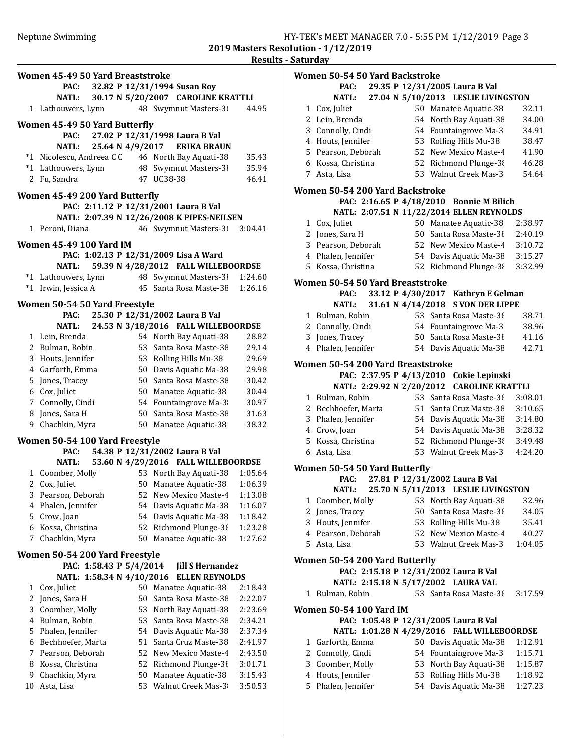## 2019 Masters Resolution - 1/12/2019

### Results - Saturday

#### Women 45-49 50 Yard Breaststroke

PAC: 32.82 P 12/31/1994 Susan Roy
NATL: 30.17 N 5/20/2007 CAROLINE KRATTLI

| | Name | Age | Team | Time |
|---|---|---|---|---|
| 1 | Lathouwers, Lynn | 48 | Swymnut Masters-38 | 44.95 |

#### Women 45-49 50 Yard Butterfly

PAC: 27.02 P 12/31/1998 Laura B Val
NATL: 25.64 N 4/9/2017 ERIKA BRAUN

| | Name | Age | Team | Time |
|---|---|---|---|---|
| *1 | Nicolescu, Andreea C C | 46 | North Bay Aquati-38 | 35.43 |
| *1 | Lathouwers, Lynn | 48 | Swymnut Masters-38 | 35.94 |
| 2 | Fu, Sandra | 47 | UC38-38 | 46.41 |

#### Women 45-49 200 Yard Butterfly

PAC: 2:11.12 P 12/31/2001 Laura B Val
NATL: 2:07.39 N 12/26/2008 K PIPES-NEILSEN

| | Name | Age | Team | Time |
|---|---|---|---|---|
| 1 | Peroni, Diana | 46 | Swymnut Masters-38 | 3:04.41 |

#### Women 45-49 100 Yard IM

PAC: 1:02.13 P 12/31/2009 Lisa A Ward
NATL: 59.39 N 4/28/2012 FALL WILLEBOORDSE

| | Name | Age | Team | Time |
|---|---|---|---|---|
| *1 | Lathouwers, Lynn | 48 | Swymnut Masters-38 | 1:24.60 |
| *1 | Irwin, Jessica A | 45 | Santa Rosa Maste-38 | 1:26.16 |

#### Women 50-54 50 Yard Freestyle

PAC: 25.30 P 12/31/2002 Laura B Val
NATL: 24.53 N 3/18/2016 FALL WILLEBOORDSE

| | Name | Age | Team | Time |
|---|---|---|---|---|
| 1 | Lein, Brenda | 54 | North Bay Aquati-38 | 28.82 |
| 2 | Bulman, Robin | 53 | Santa Rosa Maste-38 | 29.14 |
| 3 | Houts, Jennifer | 53 | Rolling Hills Mu-38 | 29.69 |
| 4 | Garforth, Emma | 50 | Davis Aquatic Ma-38 | 29.98 |
| 5 | Jones, Tracey | 50 | Santa Rosa Maste-38 | 30.42 |
| 6 | Cox, Juliet | 50 | Manatee Aquatic-38 | 30.44 |
| 7 | Connolly, Cindi | 54 | Fountaingrove Ma-38 | 30.97 |
| 8 | Jones, Sara H | 50 | Santa Rosa Maste-38 | 31.63 |
| 9 | Chachkin, Myra | 50 | Manatee Aquatic-38 | 38.32 |

#### Women 50-54 100 Yard Freestyle

PAC: 54.38 P 12/31/2002 Laura B Val
NATL: 53.60 N 4/29/2016 FALL WILLEBOORDSE

| | Name | Age | Team | Time |
|---|---|---|---|---|
| 1 | Coomber, Molly | 53 | North Bay Aquati-38 | 1:05.64 |
| 2 | Cox, Juliet | 50 | Manatee Aquatic-38 | 1:06.39 |
| 3 | Pearson, Deborah | 52 | New Mexico Maste-4 | 1:13.08 |
| 4 | Phalen, Jennifer | 54 | Davis Aquatic Ma-38 | 1:16.07 |
| 5 | Crow, Joan | 54 | Davis Aquatic Ma-38 | 1:18.42 |
| 6 | Kossa, Christina | 52 | Richmond Plunge-38 | 1:23.28 |
| 7 | Chachkin, Myra | 50 | Manatee Aquatic-38 | 1:27.62 |

#### Women 50-54 200 Yard Freestyle

PAC: 1:58.43 P 5/4/2014 Jill S Hernandez
NATL: 1:58.34 N 4/10/2016 ELLEN REYNOLDS

| | Name | Age | Team | Time |
|---|---|---|---|---|
| 1 | Cox, Juliet | 50 | Manatee Aquatic-38 | 2:18.43 |
| 2 | Jones, Sara H | 50 | Santa Rosa Maste-38 | 2:22.07 |
| 3 | Coomber, Molly | 53 | North Bay Aquati-38 | 2:23.69 |
| 4 | Bulman, Robin | 53 | Santa Rosa Maste-38 | 2:34.21 |
| 5 | Phalen, Jennifer | 54 | Davis Aquatic Ma-38 | 2:37.34 |
| 6 | Bechhoefer, Marta | 51 | Santa Cruz Maste-38 | 2:41.97 |
| 7 | Pearson, Deborah | 52 | New Mexico Maste-4 | 2:43.50 |
| 8 | Kossa, Christina | 52 | Richmond Plunge-38 | 3:01.71 |
| 9 | Chachkin, Myra | 50 | Manatee Aquatic-38 | 3:15.43 |
| 10 | Asta, Lisa | 53 | Walnut Creek Mas-38 | 3:50.53 |

#### Women 50-54 50 Yard Backstroke

PAC: 29.35 P 12/31/2005 Laura B Val
NATL: 27.04 N 5/10/2013 LESLIE LIVINGSTON

| | Name | Age | Team | Time |
|---|---|---|---|---|
| 1 | Cox, Juliet | 50 | Manatee Aquatic-38 | 32.11 |
| 2 | Lein, Brenda | 54 | North Bay Aquati-38 | 34.00 |
| 3 | Connolly, Cindi | 54 | Fountaingrove Ma-3 | 34.91 |
| 4 | Houts, Jennifer | 53 | Rolling Hills Mu-38 | 38.47 |
| 5 | Pearson, Deborah | 52 | New Mexico Maste-4 | 41.90 |
| 6 | Kossa, Christina | 52 | Richmond Plunge-38 | 46.28 |
| 7 | Asta, Lisa | 53 | Walnut Creek Mas-3 | 54.64 |

#### Women 50-54 200 Yard Backstroke

PAC: 2:16.65 P 4/18/2010 Bonnie M Bilich
NATL: 2:07.51 N 11/22/2014 ELLEN REYNOLDS

| | Name | Age | Team | Time |
|---|---|---|---|---|
| 1 | Cox, Juliet | 50 | Manatee Aquatic-38 | 2:38.97 |
| 2 | Jones, Sara H | 50 | Santa Rosa Maste-38 | 2:40.19 |
| 3 | Pearson, Deborah | 52 | New Mexico Maste-4 | 3:10.72 |
| 4 | Phalen, Jennifer | 54 | Davis Aquatic Ma-38 | 3:15.27 |
| 5 | Kossa, Christina | 52 | Richmond Plunge-38 | 3:32.99 |

#### Women 50-54 50 Yard Breaststroke

PAC: 33.12 P 4/30/2017 Kathryn E Gelman
NATL: 31.61 N 4/14/2018 S VON DER LIPPE

| | Name | Age | Team | Time |
|---|---|---|---|---|
| 1 | Bulman, Robin | 53 | Santa Rosa Maste-38 | 38.71 |
| 2 | Connolly, Cindi | 54 | Fountaingrove Ma-3 | 38.96 |
| 3 | Jones, Tracey | 50 | Santa Rosa Maste-38 | 41.16 |
| 4 | Phalen, Jennifer | 54 | Davis Aquatic Ma-38 | 42.71 |

#### Women 50-54 200 Yard Breaststroke

PAC: 2:37.95 P 4/13/2010 Cokie Lepinski
NATL: 2:29.92 N 2/20/2012 CAROLINE KRATTLI

| | Name | Age | Team | Time |
|---|---|---|---|---|
| 1 | Bulman, Robin | 53 | Santa Rosa Maste-38 | 3:08.01 |
| 2 | Bechhoefer, Marta | 51 | Santa Cruz Maste-38 | 3:10.65 |
| 3 | Phalen, Jennifer | 54 | Davis Aquatic Ma-38 | 3:14.80 |
| 4 | Crow, Joan | 54 | Davis Aquatic Ma-38 | 3:28.32 |
| 5 | Kossa, Christina | 52 | Richmond Plunge-38 | 3:49.48 |
| 6 | Asta, Lisa | 53 | Walnut Creek Mas-3 | 4:24.20 |

#### Women 50-54 50 Yard Butterfly

PAC: 27.81 P 12/31/2002 Laura B Val
NATL: 25.70 N 5/11/2013 LESLIE LIVINGSTON

| | Name | Age | Team | Time |
|---|---|---|---|---|
| 1 | Coomber, Molly | 53 | North Bay Aquati-38 | 32.96 |
| 2 | Jones, Tracey | 50 | Santa Rosa Maste-38 | 34.05 |
| 3 | Houts, Jennifer | 53 | Rolling Hills Mu-38 | 35.41 |
| 4 | Pearson, Deborah | 52 | New Mexico Maste-4 | 40.27 |
| 5 | Asta, Lisa | 53 | Walnut Creek Mas-3 | 1:04.05 |

#### Women 50-54 200 Yard Butterfly

PAC: 2:15.18 P 12/31/2002 Laura B Val
NATL: 2:15.18 N 5/17/2002 LAURA VAL

| | Name | Age | Team | Time |
|---|---|---|---|---|
| 1 | Bulman, Robin | 53 | Santa Rosa Maste-38 | 3:17.59 |

#### Women 50-54 100 Yard IM

PAC: 1:05.48 P 12/31/2005 Laura B Val
NATL: 1:01.28 N 4/29/2016 FALL WILLEBOORDSE

| | Name | Age | Team | Time |
|---|---|---|---|---|
| 1 | Garforth, Emma | 50 | Davis Aquatic Ma-38 | 1:12.91 |
| 2 | Connolly, Cindi | 54 | Fountaingrove Ma-3 | 1:15.71 |
| 3 | Coomber, Molly | 53 | North Bay Aquati-38 | 1:15.87 |
| 4 | Houts, Jennifer | 53 | Rolling Hills Mu-38 | 1:18.92 |
| 5 | Phalen, Jennifer | 54 | Davis Aquatic Ma-38 | 1:27.23 |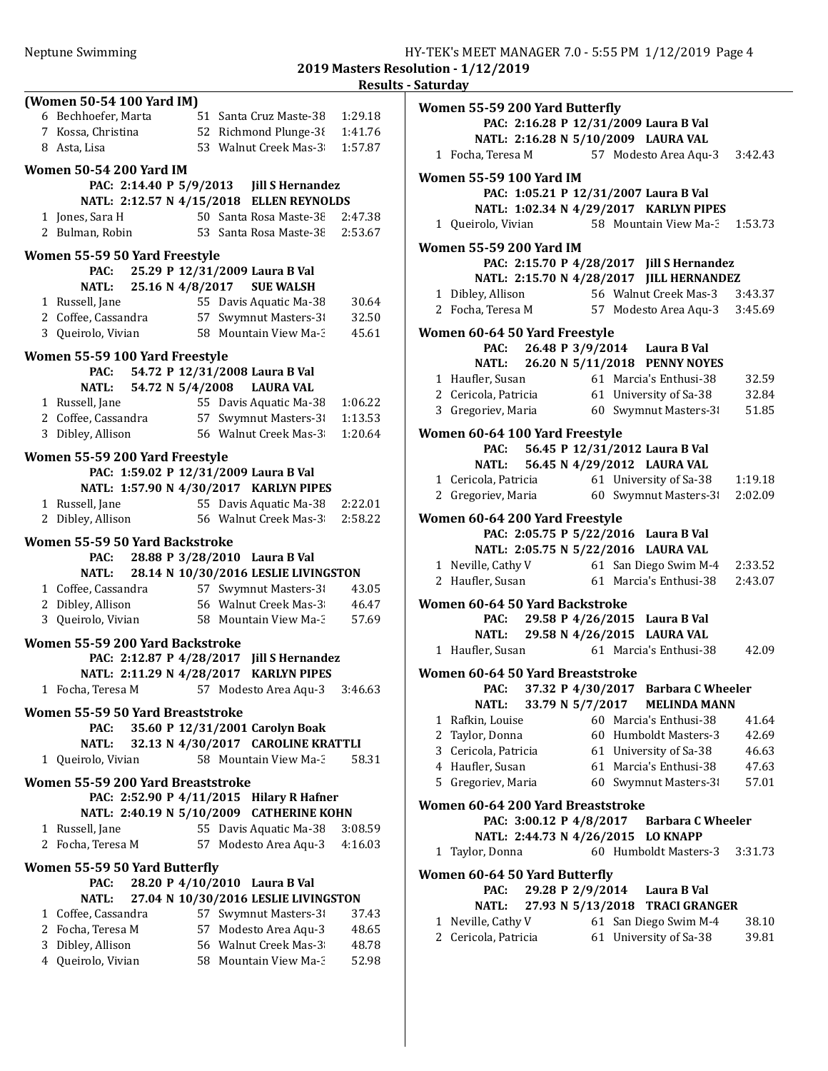## 2019 Masters Resolution - 1/12/2019

### Results - Saturday

#### (Women 50-54 100 Yard IM)

| | Name | Age | Team | Time |
|---|---|---|---|---|
| 6 | Bechhoefer, Marta | 51 | Santa Cruz Maste-38 | 1:29.18 |
| 7 | Kossa, Christina | 52 | Richmond Plunge-38 | 1:41.76 |
| 8 | Asta, Lisa | 53 | Walnut Creek Mas-38 | 1:57.87 |

#### Women 50-54 200 Yard IM

PAC: 2:14.40 P 5/9/2013 Jill S Hernandez
NATL: 2:12.57 N 4/15/2018 ELLEN REYNOLDS

| | Name | Age | Team | Time |
|---|---|---|---|---|
| 1 | Jones, Sara H | 50 | Santa Rosa Maste-38 | 2:47.38 |
| 2 | Bulman, Robin | 53 | Santa Rosa Maste-38 | 2:53.67 |

#### Women 55-59 50 Yard Freestyle

PAC: 25.29 P 12/31/2009 Laura B Val
NATL: 25.16 N 4/8/2017 SUE WALSH

| | Name | Age | Team | Time |
|---|---|---|---|---|
| 1 | Russell, Jane | 55 | Davis Aquatic Ma-38 | 30.64 |
| 2 | Coffee, Cassandra | 57 | Swymnut Masters-38 | 32.50 |
| 3 | Queirolo, Vivian | 58 | Mountain View Ma-38 | 45.61 |

#### Women 55-59 100 Yard Freestyle

PAC: 54.72 P 12/31/2008 Laura B Val
NATL: 54.72 N 5/4/2008 LAURA VAL

| | Name | Age | Team | Time |
|---|---|---|---|---|
| 1 | Russell, Jane | 55 | Davis Aquatic Ma-38 | 1:06.22 |
| 2 | Coffee, Cassandra | 57 | Swymnut Masters-38 | 1:13.53 |
| 3 | Dibley, Allison | 56 | Walnut Creek Mas-38 | 1:20.64 |

#### Women 55-59 200 Yard Freestyle

PAC: 1:59.02 P 12/31/2009 Laura B Val
NATL: 1:57.90 N 4/30/2017 KARLYN PIPES

| | Name | Age | Team | Time |
|---|---|---|---|---|
| 1 | Russell, Jane | 55 | Davis Aquatic Ma-38 | 2:22.01 |
| 2 | Dibley, Allison | 56 | Walnut Creek Mas-38 | 2:58.22 |

#### Women 55-59 50 Yard Backstroke

PAC: 28.88 P 3/28/2010 Laura B Val
NATL: 28.14 N 10/30/2016 LESLIE LIVINGSTON

| | Name | Age | Team | Time |
|---|---|---|---|---|
| 1 | Coffee, Cassandra | 57 | Swymnut Masters-38 | 43.05 |
| 2 | Dibley, Allison | 56 | Walnut Creek Mas-38 | 46.47 |
| 3 | Queirolo, Vivian | 58 | Mountain View Ma-38 | 57.69 |

#### Women 55-59 200 Yard Backstroke

PAC: 2:12.87 P 4/28/2017 Jill S Hernandez
NATL: 2:11.29 N 4/28/2017 KARLYN PIPES

| | Name | Age | Team | Time |
|---|---|---|---|---|
| 1 | Focha, Teresa M | 57 | Modesto Area Aqu-38 | 3:46.63 |

#### Women 55-59 50 Yard Breaststroke

PAC: 35.60 P 12/31/2001 Carolyn Boak
NATL: 32.13 N 4/30/2017 CAROLINE KRATTLI

| | Name | Age | Team | Time |
|---|---|---|---|---|
| 1 | Queirolo, Vivian | 58 | Mountain View Ma-38 | 58.31 |

#### Women 55-59 200 Yard Breaststroke

PAC: 2:52.90 P 4/11/2015 Hilary R Hafner
NATL: 2:40.19 N 5/10/2009 CATHERINE KOHN

| | Name | Age | Team | Time |
|---|---|---|---|---|
| 1 | Russell, Jane | 55 | Davis Aquatic Ma-38 | 3:08.59 |
| 2 | Focha, Teresa M | 57 | Modesto Area Aqu-38 | 4:16.03 |

#### Women 55-59 50 Yard Butterfly

PAC: 28.20 P 4/10/2010 Laura B Val
NATL: 27.04 N 10/30/2016 LESLIE LIVINGSTON

| | Name | Age | Team | Time |
|---|---|---|---|---|
| 1 | Coffee, Cassandra | 57 | Swymnut Masters-38 | 37.43 |
| 2 | Focha, Teresa M | 57 | Modesto Area Aqu-38 | 48.65 |
| 3 | Dibley, Allison | 56 | Walnut Creek Mas-38 | 48.78 |
| 4 | Queirolo, Vivian | 58 | Mountain View Ma-38 | 52.98 |

#### Women 55-59 200 Yard Butterfly

PAC: 2:16.28 P 12/31/2009 Laura B Val
NATL: 2:16.28 N 5/10/2009 LAURA VAL

| | Name | Age | Team | Time |
|---|---|---|---|---|
| 1 | Focha, Teresa M | 57 | Modesto Area Aqu-38 | 3:42.43 |

#### Women 55-59 100 Yard IM

PAC: 1:05.21 P 12/31/2007 Laura B Val
NATL: 1:02.34 N 4/29/2017 KARLYN PIPES

| | Name | Age | Team | Time |
|---|---|---|---|---|
| 1 | Queirolo, Vivian | 58 | Mountain View Ma-38 | 1:53.73 |

#### Women 55-59 200 Yard IM

PAC: 2:15.70 P 4/28/2017 Jill S Hernandez
NATL: 2:15.70 N 4/28/2017 JILL HERNANDEZ

| | Name | Age | Team | Time |
|---|---|---|---|---|
| 1 | Dibley, Allison | 56 | Walnut Creek Mas-38 | 3:43.37 |
| 2 | Focha, Teresa M | 57 | Modesto Area Aqu-38 | 3:45.69 |

#### Women 60-64 50 Yard Freestyle

PAC: 26.48 P 3/9/2014 Laura B Val
NATL: 26.20 N 5/11/2018 PENNY NOYES

| | Name | Age | Team | Time |
|---|---|---|---|---|
| 1 | Haufler, Susan | 61 | Marcia's Enthusi-38 | 32.59 |
| 2 | Cericola, Patricia | 61 | University of Sa-38 | 32.84 |
| 3 | Gregoriev, Maria | 60 | Swymnut Masters-38 | 51.85 |

#### Women 60-64 100 Yard Freestyle

PAC: 56.45 P 12/31/2012 Laura B Val
NATL: 56.45 N 4/29/2012 LAURA VAL

| | Name | Age | Team | Time |
|---|---|---|---|---|
| 1 | Cericola, Patricia | 61 | University of Sa-38 | 1:19.18 |
| 2 | Gregoriev, Maria | 60 | Swymnut Masters-38 | 2:02.09 |

#### Women 60-64 200 Yard Freestyle

PAC: 2:05.75 P 5/22/2016 Laura B Val
NATL: 2:05.75 N 5/22/2016 LAURA VAL

| | Name | Age | Team | Time |
|---|---|---|---|---|
| 1 | Neville, Cathy V | 61 | San Diego Swim M-4 | 2:33.52 |
| 2 | Haufler, Susan | 61 | Marcia's Enthusi-38 | 2:43.07 |

#### Women 60-64 50 Yard Backstroke

PAC: 29.58 P 4/26/2015 Laura B Val
NATL: 29.58 N 4/26/2015 LAURA VAL

| | Name | Age | Team | Time |
|---|---|---|---|---|
| 1 | Haufler, Susan | 61 | Marcia's Enthusi-38 | 42.09 |

#### Women 60-64 50 Yard Breaststroke

PAC: 37.32 P 4/30/2017 Barbara C Wheeler
NATL: 33.79 N 5/7/2017 MELINDA MANN

| | Name | Age | Team | Time |
|---|---|---|---|---|
| 1 | Rafkin, Louise | 60 | Marcia's Enthusi-38 | 41.64 |
| 2 | Taylor, Donna | 60 | Humboldt Masters-3 | 42.69 |
| 3 | Cericola, Patricia | 61 | University of Sa-38 | 46.63 |
| 4 | Haufler, Susan | 61 | Marcia's Enthusi-38 | 47.63 |
| 5 | Gregoriev, Maria | 60 | Swymnut Masters-38 | 57.01 |

#### Women 60-64 200 Yard Breaststroke

PAC: 3:00.12 P 4/8/2017 Barbara C Wheeler
NATL: 2:44.73 N 4/26/2015 LO KNAPP

| | Name | Age | Team | Time |
|---|---|---|---|---|
| 1 | Taylor, Donna | 60 | Humboldt Masters-3 | 3:31.73 |

#### Women 60-64 50 Yard Butterfly

PAC: 29.28 P 2/9/2014 Laura B Val
NATL: 27.93 N 5/13/2018 TRACI GRANGER

| | Name | Age | Team | Time |
|---|---|---|---|---|
| 1 | Neville, Cathy V | 61 | San Diego Swim M-4 | 38.10 |
| 2 | Cericola, Patricia | 61 | University of Sa-38 | 39.81 |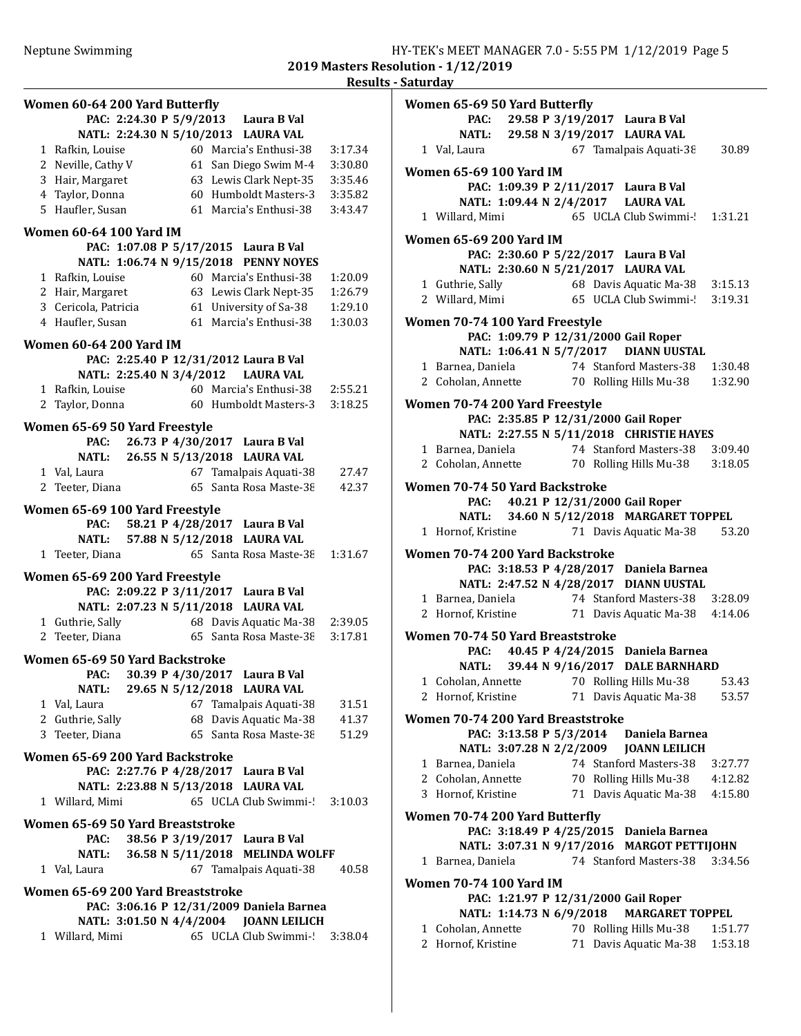2019 Masters Resolution - 1/12/2019

Results - Saturday

### Women 60-64 200 Yard Butterfly

PAC: 2:24.30 P 5/9/2013 Laura B Val
NATL: 2:24.30 N 5/10/2013 LAURA VAL

| | Name | Age | Team | Time |
|---|---|---|---|---|
| 1 | Rafkin, Louise | 60 | Marcia's Enthusi-38 | 3:17.34 |
| 2 | Neville, Cathy V | 61 | San Diego Swim M-4 | 3:30.80 |
| 3 | Hair, Margaret | 63 | Lewis Clark Nept-35 | 3:35.46 |
| 4 | Taylor, Donna | 60 | Humboldt Masters-3 | 3:35.82 |
| 5 | Haufler, Susan | 61 | Marcia's Enthusi-38 | 3:43.47 |

### Women 60-64 100 Yard IM

PAC: 1:07.08 P 5/17/2015 Laura B Val
NATL: 1:06.74 N 9/15/2018 PENNY NOYES

| | Name | Age | Team | Time |
|---|---|---|---|---|
| 1 | Rafkin, Louise | 60 | Marcia's Enthusi-38 | 1:20.09 |
| 2 | Hair, Margaret | 63 | Lewis Clark Nept-35 | 1:26.79 |
| 3 | Cericola, Patricia | 61 | University of Sa-38 | 1:29.10 |
| 4 | Haufler, Susan | 61 | Marcia's Enthusi-38 | 1:30.03 |

### Women 60-64 200 Yard IM

PAC: 2:25.40 P 12/31/2012 Laura B Val
NATL: 2:25.40 N 3/4/2012 LAURA VAL

| | Name | Age | Team | Time |
|---|---|---|---|---|
| 1 | Rafkin, Louise | 60 | Marcia's Enthusi-38 | 2:55.21 |
| 2 | Taylor, Donna | 60 | Humboldt Masters-3 | 3:18.25 |

### Women 65-69 50 Yard Freestyle

PAC: 26.73 P 4/30/2017 Laura B Val
NATL: 26.55 N 5/13/2018 LAURA VAL

| | Name | Age | Team | Time |
|---|---|---|---|---|
| 1 | Val, Laura | 67 | Tamalpais Aquati-38 | 27.47 |
| 2 | Teeter, Diana | 65 | Santa Rosa Maste-38 | 42.37 |

### Women 65-69 100 Yard Freestyle

PAC: 58.21 P 4/28/2017 Laura B Val
NATL: 57.88 N 5/12/2018 LAURA VAL

| | Name | Age | Team | Time |
|---|---|---|---|---|
| 1 | Teeter, Diana | 65 | Santa Rosa Maste-38 | 1:31.67 |

### Women 65-69 200 Yard Freestyle

PAC: 2:09.22 P 3/11/2017 Laura B Val
NATL: 2:07.23 N 5/11/2018 LAURA VAL

| | Name | Age | Team | Time |
|---|---|---|---|---|
| 1 | Guthrie, Sally | 68 | Davis Aquatic Ma-38 | 2:39.05 |
| 2 | Teeter, Diana | 65 | Santa Rosa Maste-38 | 3:17.81 |

### Women 65-69 50 Yard Backstroke

PAC: 30.39 P 4/30/2017 Laura B Val
NATL: 29.65 N 5/12/2018 LAURA VAL

| | Name | Age | Team | Time |
|---|---|---|---|---|
| 1 | Val, Laura | 67 | Tamalpais Aquati-38 | 31.51 |
| 2 | Guthrie, Sally | 68 | Davis Aquatic Ma-38 | 41.37 |
| 3 | Teeter, Diana | 65 | Santa Rosa Maste-38 | 51.29 |

### Women 65-69 200 Yard Backstroke

PAC: 2:27.76 P 4/28/2017 Laura B Val
NATL: 2:23.88 N 5/13/2018 LAURA VAL

| | Name | Age | Team | Time |
|---|---|---|---|---|
| 1 | Willard, Mimi | 65 | UCLA Club Swimmi-! | 3:10.03 |

### Women 65-69 50 Yard Breaststroke

PAC: 38.56 P 3/19/2017 Laura B Val
NATL: 36.58 N 5/11/2018 MELINDA WOLFF

| | Name | Age | Team | Time |
|---|---|---|---|---|
| 1 | Val, Laura | 67 | Tamalpais Aquati-38 | 40.58 |

### Women 65-69 200 Yard Breaststroke

PAC: 3:06.16 P 12/31/2009 Daniela Barnea
NATL: 3:01.50 N 4/4/2004 JOANN LEILICH

| | Name | Age | Team | Time |
|---|---|---|---|---|
| 1 | Willard, Mimi | 65 | UCLA Club Swimmi-! | 3:38.04 |

### Women 65-69 50 Yard Butterfly

PAC: 29.58 P 3/19/2017 Laura B Val
NATL: 29.58 N 3/19/2017 LAURA VAL

| | Name | Age | Team | Time |
|---|---|---|---|---|
| 1 | Val, Laura | 67 | Tamalpais Aquati-38 | 30.89 |

### Women 65-69 100 Yard IM

PAC: 1:09.39 P 2/11/2017 Laura B Val
NATL: 1:09.44 N 2/4/2017 LAURA VAL

| | Name | Age | Team | Time |
|---|---|---|---|---|
| 1 | Willard, Mimi | 65 | UCLA Club Swimmi-! | 1:31.21 |

### Women 65-69 200 Yard IM

PAC: 2:30.60 P 5/22/2017 Laura B Val
NATL: 2:30.60 N 5/21/2017 LAURA VAL

| | Name | Age | Team | Time |
|---|---|---|---|---|
| 1 | Guthrie, Sally | 68 | Davis Aquatic Ma-38 | 3:15.13 |
| 2 | Willard, Mimi | 65 | UCLA Club Swimmi-! | 3:19.31 |

### Women 70-74 100 Yard Freestyle

PAC: 1:09.79 P 12/31/2000 Gail Roper
NATL: 1:06.41 N 5/7/2017 DIANN UUSTAL

| | Name | Age | Team | Time |
|---|---|---|---|---|
| 1 | Barnea, Daniela | 74 | Stanford Masters-38 | 1:30.48 |
| 2 | Coholan, Annette | 70 | Rolling Hills Mu-38 | 1:32.90 |

### Women 70-74 200 Yard Freestyle

PAC: 2:35.85 P 12/31/2000 Gail Roper
NATL: 2:27.55 N 5/11/2018 CHRISTIE HAYES

| | Name | Age | Team | Time |
|---|---|---|---|---|
| 1 | Barnea, Daniela | 74 | Stanford Masters-38 | 3:09.40 |
| 2 | Coholan, Annette | 70 | Rolling Hills Mu-38 | 3:18.05 |

### Women 70-74 50 Yard Backstroke

PAC: 40.21 P 12/31/2000 Gail Roper
NATL: 34.60 N 5/12/2018 MARGARET TOPPEL

| | Name | Age | Team | Time |
|---|---|---|---|---|
| 1 | Hornof, Kristine | 71 | Davis Aquatic Ma-38 | 53.20 |

### Women 70-74 200 Yard Backstroke

PAC: 3:18.53 P 4/28/2017 Daniela Barnea
NATL: 2:47.52 N 4/28/2017 DIANN UUSTAL

| | Name | Age | Team | Time |
|---|---|---|---|---|
| 1 | Barnea, Daniela | 74 | Stanford Masters-38 | 3:28.09 |
| 2 | Hornof, Kristine | 71 | Davis Aquatic Ma-38 | 4:14.06 |

### Women 70-74 50 Yard Breaststroke

PAC: 40.45 P 4/24/2015 Daniela Barnea
NATL: 39.44 N 9/16/2017 DALE BARNHARD

| | Name | Age | Team | Time |
|---|---|---|---|---|
| 1 | Coholan, Annette | 70 | Rolling Hills Mu-38 | 53.43 |
| 2 | Hornof, Kristine | 71 | Davis Aquatic Ma-38 | 53.57 |

### Women 70-74 200 Yard Breaststroke

PAC: 3:13.58 P 5/3/2014 Daniela Barnea
NATL: 3:07.28 N 2/2/2009 JOANN LEILICH

| | Name | Age | Team | Time |
|---|---|---|---|---|
| 1 | Barnea, Daniela | 74 | Stanford Masters-38 | 3:27.77 |
| 2 | Coholan, Annette | 70 | Rolling Hills Mu-38 | 4:12.82 |
| 3 | Hornof, Kristine | 71 | Davis Aquatic Ma-38 | 4:15.80 |

### Women 70-74 200 Yard Butterfly

PAC: 3:18.49 P 4/25/2015 Daniela Barnea
NATL: 3:07.31 N 9/17/2016 MARGOT PETTIJOHN

| | Name | Age | Team | Time |
|---|---|---|---|---|
| 1 | Barnea, Daniela | 74 | Stanford Masters-38 | 3:34.56 |

### Women 70-74 100 Yard IM

PAC: 1:21.97 P 12/31/2000 Gail Roper
NATL: 1:14.73 N 6/9/2018 MARGARET TOPPEL

| | Name | Age | Team | Time |
|---|---|---|---|---|
| 1 | Coholan, Annette | 70 | Rolling Hills Mu-38 | 1:51.77 |
| 2 | Hornof, Kristine | 71 | Davis Aquatic Ma-38 | 1:53.18 |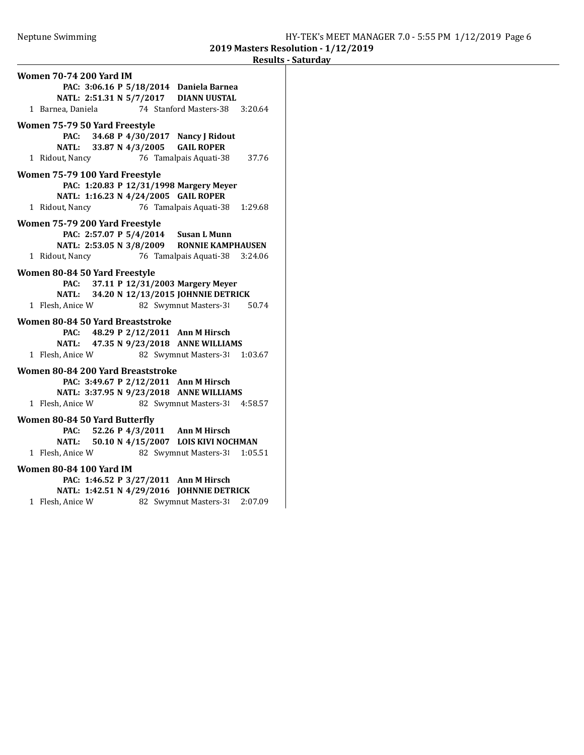### Women 70-74 200 Yard IM

**PAC: 3:06.16 P 5/18/2014 Daniela Barnea**
**NATL: 2:51.31 N 5/7/2017 DIANN UUSTAL**

1 Barnea, Daniela 74 Stanford Masters-38 3:20.64

### Women 75-79 50 Yard Freestyle

**PAC: 34.68 P 4/30/2017 Nancy J Ridout**
**NATL: 33.87 N 4/3/2005 GAIL ROPER**

1 Ridout, Nancy 76 Tamalpais Aquati-38 37.76

### Women 75-79 100 Yard Freestyle

**PAC: 1:20.83 P 12/31/1998 Margery Meyer**
**NATL: 1:16.23 N 4/24/2005 GAIL ROPER**

1 Ridout, Nancy 76 Tamalpais Aquati-38 1:29.68

### Women 75-79 200 Yard Freestyle

**PAC: 2:57.07 P 5/4/2014 Susan L Munn**
**NATL: 2:53.05 N 3/8/2009 RONNIE KAMPHAUSEN**

1 Ridout, Nancy 76 Tamalpais Aquati-38 3:24.06

### Women 80-84 50 Yard Freestyle

**PAC: 37.11 P 12/31/2003 Margery Meyer**
**NATL: 34.20 N 12/13/2015 JOHNNIE DETRICK**

1 Flesh, Anice W 82 Swymnut Masters-38 50.74

### Women 80-84 50 Yard Breaststroke

**PAC: 48.29 P 2/12/2011 Ann M Hirsch**
**NATL: 47.35 N 9/23/2018 ANNE WILLIAMS**

1 Flesh, Anice W 82 Swymnut Masters-38 1:03.67

### Women 80-84 200 Yard Breaststroke

**PAC: 3:49.67 P 2/12/2011 Ann M Hirsch**
**NATL: 3:37.95 N 9/23/2018 ANNE WILLIAMS**

1 Flesh, Anice W 82 Swymnut Masters-38 4:58.57

### Women 80-84 50 Yard Butterfly

**PAC: 52.26 P 4/3/2011 Ann M Hirsch**
**NATL: 50.10 N 4/15/2007 LOIS KIVI NOCHMAN**

1 Flesh, Anice W 82 Swymnut Masters-38 1:05.51

### Women 80-84 100 Yard IM

**PAC: 1:46.52 P 3/27/2011 Ann M Hirsch**
**NATL: 1:42.51 N 4/29/2016 JOHNNIE DETRICK**

1 Flesh, Anice W 82 Swymnut Masters-38 2:07.09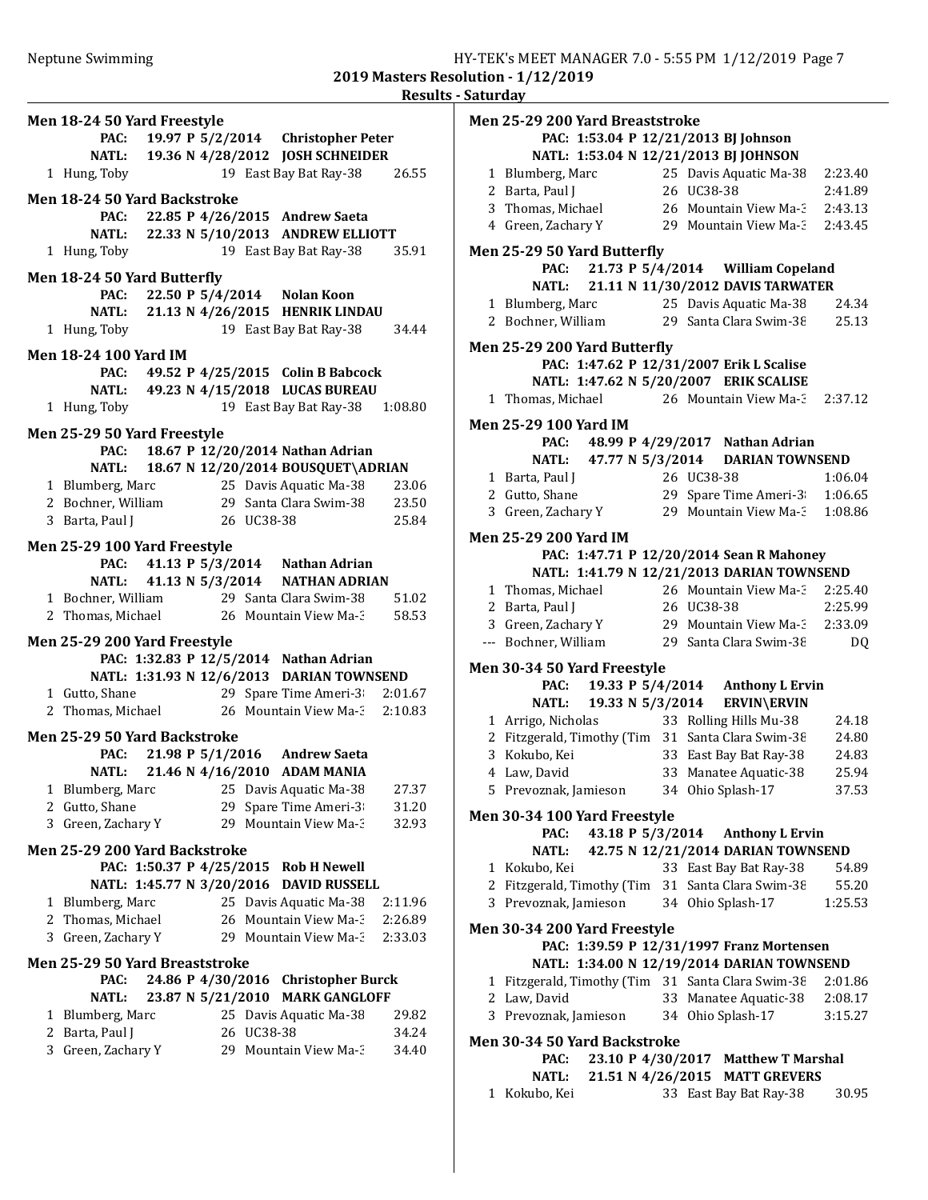2019 Masters Resolution - 1/12/2019

Results - Saturday

### Men 18-24 50 Yard Freestyle

PAC: 19.97 P 5/2/2014 Christopher Peter
NATL: 19.36 N 4/28/2012 JOSH SCHNEIDER

| | Name | Age | Team | Time |
|---|---|---|---|---|
| 1 | Hung, Toby | 19 | East Bay Bat Ray-38 | 26.55 |

### Men 18-24 50 Yard Backstroke

PAC: 22.85 P 4/26/2015 Andrew Saeta
NATL: 22.33 N 5/10/2013 ANDREW ELLIOTT

| | Name | Age | Team | Time |
|---|---|---|---|---|
| 1 | Hung, Toby | 19 | East Bay Bat Ray-38 | 35.91 |

### Men 18-24 50 Yard Butterfly

PAC: 22.50 P 5/4/2014 Nolan Koon
NATL: 21.13 N 4/26/2015 HENRIK LINDAU

| | Name | Age | Team | Time |
|---|---|---|---|---|
| 1 | Hung, Toby | 19 | East Bay Bat Ray-38 | 34.44 |

### Men 18-24 100 Yard IM

PAC: 49.52 P 4/25/2015 Colin B Babcock
NATL: 49.23 N 4/15/2018 LUCAS BUREAU

| | Name | Age | Team | Time |
|---|---|---|---|---|
| 1 | Hung, Toby | 19 | East Bay Bat Ray-38 | 1:08.80 |

### Men 25-29 50 Yard Freestyle

PAC: 18.67 P 12/20/2014 Nathan Adrian
NATL: 18.67 N 12/20/2014 BOUSQUET\ADRIAN

| | Name | Age | Team | Time |
|---|---|---|---|---|
| 1 | Blumberg, Marc | 25 | Davis Aquatic Ma-38 | 23.06 |
| 2 | Bochner, William | 29 | Santa Clara Swim-38 | 23.50 |
| 3 | Barta, Paul J | 26 | UC38-38 | 25.84 |

### Men 25-29 100 Yard Freestyle

PAC: 41.13 P 5/3/2014 Nathan Adrian
NATL: 41.13 N 5/3/2014 NATHAN ADRIAN

| | Name | Age | Team | Time |
|---|---|---|---|---|
| 1 | Bochner, William | 29 | Santa Clara Swim-38 | 51.02 |
| 2 | Thomas, Michael | 26 | Mountain View Ma-3 | 58.53 |

### Men 25-29 200 Yard Freestyle

PAC: 1:32.83 P 12/5/2014 Nathan Adrian
NATL: 1:31.93 N 12/6/2013 DARIAN TOWNSEND

| | Name | Age | Team | Time |
|---|---|---|---|---|
| 1 | Gutto, Shane | 29 | Spare Time Ameri-3 | 2:01.67 |
| 2 | Thomas, Michael | 26 | Mountain View Ma-3 | 2:10.83 |

### Men 25-29 50 Yard Backstroke

PAC: 21.98 P 5/1/2016 Andrew Saeta
NATL: 21.46 N 4/16/2010 ADAM MANIA

| | Name | Age | Team | Time |
|---|---|---|---|---|
| 1 | Blumberg, Marc | 25 | Davis Aquatic Ma-38 | 27.37 |
| 2 | Gutto, Shane | 29 | Spare Time Ameri-3 | 31.20 |
| 3 | Green, Zachary Y | 29 | Mountain View Ma-3 | 32.93 |

### Men 25-29 200 Yard Backstroke

PAC: 1:50.37 P 4/25/2015 Rob H Newell
NATL: 1:45.77 N 3/20/2016 DAVID RUSSELL

| | Name | Age | Team | Time |
|---|---|---|---|---|
| 1 | Blumberg, Marc | 25 | Davis Aquatic Ma-38 | 2:11.96 |
| 2 | Thomas, Michael | 26 | Mountain View Ma-3 | 2:26.89 |
| 3 | Green, Zachary Y | 29 | Mountain View Ma-3 | 2:33.03 |

### Men 25-29 50 Yard Breaststroke

PAC: 24.86 P 4/30/2016 Christopher Burck
NATL: 23.87 N 5/21/2010 MARK GANGLOFF

| | Name | Age | Team | Time |
|---|---|---|---|---|
| 1 | Blumberg, Marc | 25 | Davis Aquatic Ma-38 | 29.82 |
| 2 | Barta, Paul J | 26 | UC38-38 | 34.24 |
| 3 | Green, Zachary Y | 29 | Mountain View Ma-3 | 34.40 |

### Men 25-29 200 Yard Breaststroke

PAC: 1:53.04 P 12/21/2013 BJ Johnson
NATL: 1:53.04 N 12/21/2013 BJ JOHNSON

| | Name | Age | Team | Time |
|---|---|---|---|---|
| 1 | Blumberg, Marc | 25 | Davis Aquatic Ma-38 | 2:23.40 |
| 2 | Barta, Paul J | 26 | UC38-38 | 2:41.89 |
| 3 | Thomas, Michael | 26 | Mountain View Ma-3 | 2:43.13 |
| 4 | Green, Zachary Y | 29 | Mountain View Ma-3 | 2:43.45 |

### Men 25-29 50 Yard Butterfly

PAC: 21.73 P 5/4/2014 William Copeland
NATL: 21.11 N 11/30/2012 DAVIS TARWATER

| | Name | Age | Team | Time |
|---|---|---|---|---|
| 1 | Blumberg, Marc | 25 | Davis Aquatic Ma-38 | 24.34 |
| 2 | Bochner, William | 29 | Santa Clara Swim-38 | 25.13 |

### Men 25-29 200 Yard Butterfly

PAC: 1:47.62 P 12/31/2007 Erik L Scalise
NATL: 1:47.62 N 5/20/2007 ERIK SCALISE

| | Name | Age | Team | Time |
|---|---|---|---|---|
| 1 | Thomas, Michael | 26 | Mountain View Ma-3 | 2:37.12 |

### Men 25-29 100 Yard IM

PAC: 48.99 P 4/29/2017 Nathan Adrian
NATL: 47.77 N 5/3/2014 DARIAN TOWNSEND

| | Name | Age | Team | Time |
|---|---|---|---|---|
| 1 | Barta, Paul J | 26 | UC38-38 | 1:06.04 |
| 2 | Gutto, Shane | 29 | Spare Time Ameri-3 | 1:06.65 |
| 3 | Green, Zachary Y | 29 | Mountain View Ma-3 | 1:08.86 |

### Men 25-29 200 Yard IM

PAC: 1:47.71 P 12/20/2014 Sean R Mahoney
NATL: 1:41.79 N 12/21/2013 DARIAN TOWNSEND

| | Name | Age | Team | Time |
|---|---|---|---|---|
| 1 | Thomas, Michael | 26 | Mountain View Ma-3 | 2:25.40 |
| 2 | Barta, Paul J | 26 | UC38-38 | 2:25.99 |
| 3 | Green, Zachary Y | 29 | Mountain View Ma-3 | 2:33.09 |
| --- | Bochner, William | 29 | Santa Clara Swim-38 | DQ |

### Men 30-34 50 Yard Freestyle

PAC: 19.33 P 5/4/2014 Anthony L Ervin
NATL: 19.33 N 5/3/2014 ERVIN\ERVIN

| | Name | Age | Team | Time |
|---|---|---|---|---|
| 1 | Arrigo, Nicholas | 33 | Rolling Hills Mu-38 | 24.18 |
| 2 | Fitzgerald, Timothy (Tim | 31 | Santa Clara Swim-38 | 24.80 |
| 3 | Kokubo, Kei | 33 | East Bay Bat Ray-38 | 24.83 |
| 4 | Law, David | 33 | Manatee Aquatic-38 | 25.94 |
| 5 | Prevoznak, Jamieson | 34 | Ohio Splash-17 | 37.53 |

### Men 30-34 100 Yard Freestyle

PAC: 43.18 P 5/3/2014 Anthony L Ervin
NATL: 42.75 N 12/21/2014 DARIAN TOWNSEND

| | Name | Age | Team | Time |
|---|---|---|---|---|
| 1 | Kokubo, Kei | 33 | East Bay Bat Ray-38 | 54.89 |
| 2 | Fitzgerald, Timothy (Tim | 31 | Santa Clara Swim-38 | 55.20 |
| 3 | Prevoznak, Jamieson | 34 | Ohio Splash-17 | 1:25.53 |

### Men 30-34 200 Yard Freestyle

PAC: 1:39.59 P 12/31/1997 Franz Mortensen
NATL: 1:34.00 N 12/19/2014 DARIAN TOWNSEND

| | Name | Age | Team | Time |
|---|---|---|---|---|
| 1 | Fitzgerald, Timothy (Tim | 31 | Santa Clara Swim-38 | 2:01.86 |
| 2 | Law, David | 33 | Manatee Aquatic-38 | 2:08.17 |
| 3 | Prevoznak, Jamieson | 34 | Ohio Splash-17 | 3:15.27 |

### Men 30-34 50 Yard Backstroke

PAC: 23.10 P 4/30/2017 Matthew T Marshal
NATL: 21.51 N 4/26/2015 MATT GREVERS

| | Name | Age | Team | Time |
|---|---|---|---|---|
| 1 | Kokubo, Kei | 33 | East Bay Bat Ray-38 | 30.95 |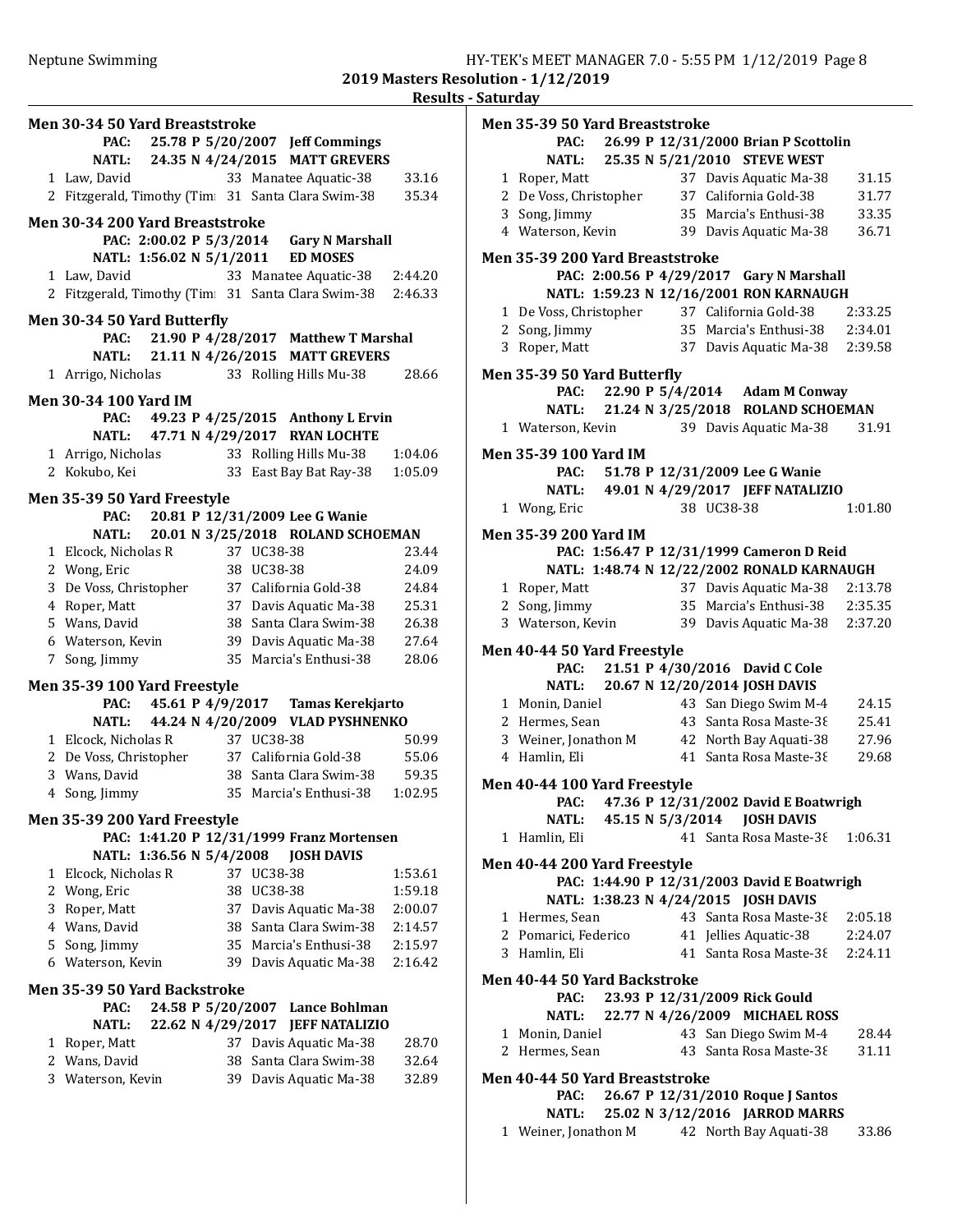## 2019 Masters Resolution - 1/12/2019

### Results - Saturday

**Men 30-34 50 Yard Breaststroke**

PAC: 25.78 P 5/20/2007 Jeff Commings
NATL: 24.35 N 4/24/2015 MATT GREVERS

| Place | Name | Age | Team | Time |
|---|---|---|---|---|
| 1 | Law, David | 33 | Manatee Aquatic-38 | 33.16 |
| 2 | Fitzgerald, Timothy (Tim | 31 | Santa Clara Swim-38 | 35.34 |

**Men 30-34 200 Yard Breaststroke**

PAC: 2:00.02 P 5/3/2014 Gary N Marshall
NATL: 1:56.02 N 5/1/2011 ED MOSES

| Place | Name | Age | Team | Time |
|---|---|---|---|---|
| 1 | Law, David | 33 | Manatee Aquatic-38 | 2:44.20 |
| 2 | Fitzgerald, Timothy (Tim | 31 | Santa Clara Swim-38 | 2:46.33 |

**Men 30-34 50 Yard Butterfly**

PAC: 21.90 P 4/28/2017 Matthew T Marshal
NATL: 21.11 N 4/26/2015 MATT GREVERS

| Place | Name | Age | Team | Time |
|---|---|---|---|---|
| 1 | Arrigo, Nicholas | 33 | Rolling Hills Mu-38 | 28.66 |

**Men 30-34 100 Yard IM**

PAC: 49.23 P 4/25/2015 Anthony L Ervin
NATL: 47.71 N 4/29/2017 RYAN LOCHTE

| Place | Name | Age | Team | Time |
|---|---|---|---|---|
| 1 | Arrigo, Nicholas | 33 | Rolling Hills Mu-38 | 1:04.06 |
| 2 | Kokubo, Kei | 33 | East Bay Bat Ray-38 | 1:05.09 |

**Men 35-39 50 Yard Freestyle**

PAC: 20.81 P 12/31/2009 Lee G Wanie
NATL: 20.01 N 3/25/2018 ROLAND SCHOEMAN

| Place | Name | Age | Team | Time |
|---|---|---|---|---|
| 1 | Elcock, Nicholas R | 37 | UC38-38 | 23.44 |
| 2 | Wong, Eric | 38 | UC38-38 | 24.09 |
| 3 | De Voss, Christopher | 37 | California Gold-38 | 24.84 |
| 4 | Roper, Matt | 37 | Davis Aquatic Ma-38 | 25.31 |
| 5 | Wans, David | 38 | Santa Clara Swim-38 | 26.38 |
| 6 | Waterson, Kevin | 39 | Davis Aquatic Ma-38 | 27.64 |
| 7 | Song, Jimmy | 35 | Marcia's Enthusi-38 | 28.06 |

**Men 35-39 100 Yard Freestyle**

PAC: 45.61 P 4/9/2017 Tamas Kerekjarto
NATL: 44.24 N 4/20/2009 VLAD PYSHNENKO

| Place | Name | Age | Team | Time |
|---|---|---|---|---|
| 1 | Elcock, Nicholas R | 37 | UC38-38 | 50.99 |
| 2 | De Voss, Christopher | 37 | California Gold-38 | 55.06 |
| 3 | Wans, David | 38 | Santa Clara Swim-38 | 59.35 |
| 4 | Song, Jimmy | 35 | Marcia's Enthusi-38 | 1:02.95 |

**Men 35-39 200 Yard Freestyle**

PAC: 1:41.20 P 12/31/1999 Franz Mortensen
NATL: 1:36.56 N 5/4/2008 JOSH DAVIS

| Place | Name | Age | Team | Time |
|---|---|---|---|---|
| 1 | Elcock, Nicholas R | 37 | UC38-38 | 1:53.61 |
| 2 | Wong, Eric | 38 | UC38-38 | 1:59.18 |
| 3 | Roper, Matt | 37 | Davis Aquatic Ma-38 | 2:00.07 |
| 4 | Wans, David | 38 | Santa Clara Swim-38 | 2:14.57 |
| 5 | Song, Jimmy | 35 | Marcia's Enthusi-38 | 2:15.97 |
| 6 | Waterson, Kevin | 39 | Davis Aquatic Ma-38 | 2:16.42 |

**Men 35-39 50 Yard Backstroke**

PAC: 24.58 P 5/20/2007 Lance Bohlman
NATL: 22.62 N 4/29/2017 JEFF NATALIZIO

| Place | Name | Age | Team | Time |
|---|---|---|---|---|
| 1 | Roper, Matt | 37 | Davis Aquatic Ma-38 | 28.70 |
| 2 | Wans, David | 38 | Santa Clara Swim-38 | 32.64 |
| 3 | Waterson, Kevin | 39 | Davis Aquatic Ma-38 | 32.89 |

**Men 35-39 50 Yard Breaststroke**

PAC: 26.99 P 12/31/2000 Brian P Scottolin
NATL: 25.35 N 5/21/2010 STEVE WEST

| Place | Name | Age | Team | Time |
|---|---|---|---|---|
| 1 | Roper, Matt | 37 | Davis Aquatic Ma-38 | 31.15 |
| 2 | De Voss, Christopher | 37 | California Gold-38 | 31.77 |
| 3 | Song, Jimmy | 35 | Marcia's Enthusi-38 | 33.35 |
| 4 | Waterson, Kevin | 39 | Davis Aquatic Ma-38 | 36.71 |

**Men 35-39 200 Yard Breaststroke**

PAC: 2:00.56 P 4/29/2017 Gary N Marshall
NATL: 1:59.23 N 12/16/2001 RON KARNAUGH

| Place | Name | Age | Team | Time |
|---|---|---|---|---|
| 1 | De Voss, Christopher | 37 | California Gold-38 | 2:33.25 |
| 2 | Song, Jimmy | 35 | Marcia's Enthusi-38 | 2:34.01 |
| 3 | Roper, Matt | 37 | Davis Aquatic Ma-38 | 2:39.58 |

**Men 35-39 50 Yard Butterfly**

PAC: 22.90 P 5/4/2014 Adam M Conway
NATL: 21.24 N 3/25/2018 ROLAND SCHOEMAN

| Place | Name | Age | Team | Time |
|---|---|---|---|---|
| 1 | Waterson, Kevin | 39 | Davis Aquatic Ma-38 | 31.91 |

**Men 35-39 100 Yard IM**

PAC: 51.78 P 12/31/2009 Lee G Wanie
NATL: 49.01 N 4/29/2017 JEFF NATALIZIO

| Place | Name | Age | Team | Time |
|---|---|---|---|---|
| 1 | Wong, Eric | 38 | UC38-38 | 1:01.80 |

**Men 35-39 200 Yard IM**

PAC: 1:56.47 P 12/31/1999 Cameron D Reid
NATL: 1:48.74 N 12/22/2002 RONALD KARNAUGH

| Place | Name | Age | Team | Time |
|---|---|---|---|---|
| 1 | Roper, Matt | 37 | Davis Aquatic Ma-38 | 2:13.78 |
| 2 | Song, Jimmy | 35 | Marcia's Enthusi-38 | 2:35.35 |
| 3 | Waterson, Kevin | 39 | Davis Aquatic Ma-38 | 2:37.20 |

**Men 40-44 50 Yard Freestyle**

PAC: 21.51 P 4/30/2016 David C Cole
NATL: 20.67 N 12/20/2014 JOSH DAVIS

| Place | Name | Age | Team | Time |
|---|---|---|---|---|
| 1 | Monin, Daniel | 43 | San Diego Swim M-4 | 24.15 |
| 2 | Hermes, Sean | 43 | Santa Rosa Maste-38 | 25.41 |
| 3 | Weiner, Jonathon M | 42 | North Bay Aquati-38 | 27.96 |
| 4 | Hamlin, Eli | 41 | Santa Rosa Maste-38 | 29.68 |

**Men 40-44 100 Yard Freestyle**

PAC: 47.36 P 12/31/2002 David E Boatwrigh
NATL: 45.15 N 5/3/2014 JOSH DAVIS

| Place | Name | Age | Team | Time |
|---|---|---|---|---|
| 1 | Hamlin, Eli | 41 | Santa Rosa Maste-38 | 1:06.31 |

**Men 40-44 200 Yard Freestyle**

PAC: 1:44.90 P 12/31/2003 David E Boatwrigh
NATL: 1:38.23 N 4/24/2015 JOSH DAVIS

| Place | Name | Age | Team | Time |
|---|---|---|---|---|
| 1 | Hermes, Sean | 43 | Santa Rosa Maste-38 | 2:05.18 |
| 2 | Pomarici, Federico | 41 | Jellies Aquatic-38 | 2:24.07 |
| 3 | Hamlin, Eli | 41 | Santa Rosa Maste-38 | 2:24.11 |

**Men 40-44 50 Yard Backstroke**

PAC: 23.93 P 12/31/2009 Rick Gould
NATL: 22.77 N 4/26/2009 MICHAEL ROSS

| Place | Name | Age | Team | Time |
|---|---|---|---|---|
| 1 | Monin, Daniel | 43 | San Diego Swim M-4 | 28.44 |
| 2 | Hermes, Sean | 43 | Santa Rosa Maste-38 | 31.11 |

**Men 40-44 50 Yard Breaststroke**

PAC: 26.67 P 12/31/2010 Roque J Santos
NATL: 25.02 N 3/12/2016 JARROD MARRS

| Place | Name | Age | Team | Time |
|---|---|---|---|---|
| 1 | Weiner, Jonathon M | 42 | North Bay Aquati-38 | 33.86 |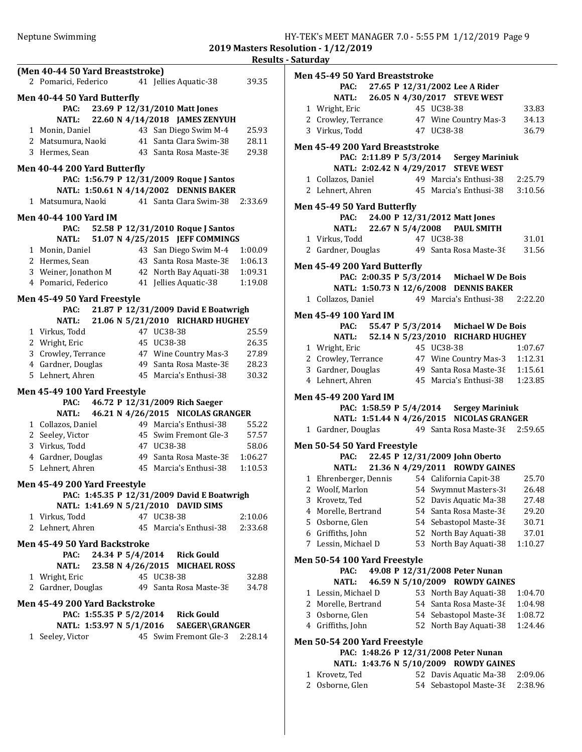**2019 Masters Resolution - 1/12/2019**

**Results - Saturday**

### (Men 40-44 50 Yard Breaststroke)

| | Name | Age | Team | Time |
|---|---|---|---|---|
| 2 | Pomarici, Federico | 41 | Jellies Aquatic-38 | 39.35 |

### Men 40-44 50 Yard Butterfly

PAC: 23.69 P 12/31/2010 Matt Jones
NATL: 22.60 N 4/14/2018 JAMES ZENYUH

| | Name | Age | Team | Time |
|---|---|---|---|---|
| 1 | Monin, Daniel | 43 | San Diego Swim M-4 | 25.93 |
| 2 | Matsumura, Naoki | 41 | Santa Clara Swim-38 | 28.11 |
| 3 | Hermes, Sean | 43 | Santa Rosa Maste-38 | 29.38 |

### Men 40-44 200 Yard Butterfly

PAC: 1:56.79 P 12/31/2009 Roque J Santos
NATL: 1:50.61 N 4/14/2002 DENNIS BAKER

| | Name | Age | Team | Time |
|---|---|---|---|---|
| 1 | Matsumura, Naoki | 41 | Santa Clara Swim-38 | 2:33.69 |

### Men 40-44 100 Yard IM

PAC: 52.58 P 12/31/2010 Roque J Santos
NATL: 51.07 N 4/25/2015 JEFF COMMINGS

| | Name | Age | Team | Time |
|---|---|---|---|---|
| 1 | Monin, Daniel | 43 | San Diego Swim M-4 | 1:00.09 |
| 2 | Hermes, Sean | 43 | Santa Rosa Maste-38 | 1:06.13 |
| 3 | Weiner, Jonathon M | 42 | North Bay Aquati-38 | 1:09.31 |
| 4 | Pomarici, Federico | 41 | Jellies Aquatic-38 | 1:19.08 |

### Men 45-49 50 Yard Freestyle

PAC: 21.87 P 12/31/2009 David E Boatwrigh
NATL: 21.06 N 5/21/2010 RICHARD HUGHEY

| | Name | Age | Team | Time |
|---|---|---|---|---|
| 1 | Virkus, Todd | 47 | UC38-38 | 25.59 |
| 2 | Wright, Eric | 45 | UC38-38 | 26.35 |
| 3 | Crowley, Terrance | 47 | Wine Country Mas-3 | 27.89 |
| 4 | Gardner, Douglas | 49 | Santa Rosa Maste-38 | 28.23 |
| 5 | Lehnert, Ahren | 45 | Marcia's Enthusi-38 | 30.32 |

### Men 45-49 100 Yard Freestyle

PAC: 46.72 P 12/31/2009 Rich Saeger
NATL: 46.21 N 4/26/2015 NICOLAS GRANGER

| | Name | Age | Team | Time |
|---|---|---|---|---|
| 1 | Collazos, Daniel | 49 | Marcia's Enthusi-38 | 55.22 |
| 2 | Seeley, Victor | 45 | Swim Fremont Gle-3 | 57.57 |
| 3 | Virkus, Todd | 47 | UC38-38 | 58.06 |
| 4 | Gardner, Douglas | 49 | Santa Rosa Maste-38 | 1:06.27 |
| 5 | Lehnert, Ahren | 45 | Marcia's Enthusi-38 | 1:10.53 |

### Men 45-49 200 Yard Freestyle

PAC: 1:45.35 P 12/31/2009 David E Boatwrigh
NATL: 1:41.69 N 5/21/2010 DAVID SIMS

| | Name | Age | Team | Time |
|---|---|---|---|---|
| 1 | Virkus, Todd | 47 | UC38-38 | 2:10.06 |
| 2 | Lehnert, Ahren | 45 | Marcia's Enthusi-38 | 2:33.68 |

### Men 45-49 50 Yard Backstroke

PAC: 24.34 P 5/4/2014 Rick Gould
NATL: 23.58 N 4/26/2015 MICHAEL ROSS

| | Name | Age | Team | Time |
|---|---|---|---|---|
| 1 | Wright, Eric | 45 | UC38-38 | 32.88 |
| 2 | Gardner, Douglas | 49 | Santa Rosa Maste-38 | 34.78 |

### Men 45-49 200 Yard Backstroke

PAC: 1:55.35 P 5/2/2014 Rick Gould
NATL: 1:53.97 N 5/1/2016 SAEGER\GRANGER

| | Name | Age | Team | Time |
|---|---|---|---|---|
| 1 | Seeley, Victor | 45 | Swim Fremont Gle-3 | 2:28.14 |

### Men 45-49 50 Yard Breaststroke

PAC: 27.65 P 12/31/2002 Lee A Rider
NATL: 26.05 N 4/30/2017 STEVE WEST

| | Name | Age | Team | Time |
|---|---|---|---|---|
| 1 | Wright, Eric | 45 | UC38-38 | 33.83 |
| 2 | Crowley, Terrance | 47 | Wine Country Mas-3 | 34.13 |
| 3 | Virkus, Todd | 47 | UC38-38 | 36.79 |

### Men 45-49 200 Yard Breaststroke

PAC: 2:11.89 P 5/3/2014 Sergey Mariniuk
NATL: 2:02.42 N 4/29/2017 STEVE WEST

| | Name | Age | Team | Time |
|---|---|---|---|---|
| 1 | Collazos, Daniel | 49 | Marcia's Enthusi-38 | 2:25.79 |
| 2 | Lehnert, Ahren | 45 | Marcia's Enthusi-38 | 3:10.56 |

### Men 45-49 50 Yard Butterfly

PAC: 24.00 P 12/31/2012 Matt Jones
NATL: 22.67 N 5/4/2008 PAUL SMITH

| | Name | Age | Team | Time |
|---|---|---|---|---|
| 1 | Virkus, Todd | 47 | UC38-38 | 31.01 |
| 2 | Gardner, Douglas | 49 | Santa Rosa Maste-38 | 31.56 |

### Men 45-49 200 Yard Butterfly

PAC: 2:00.35 P 5/3/2014 Michael W De Bois
NATL: 1:50.73 N 12/6/2008 DENNIS BAKER

| | Name | Age | Team | Time |
|---|---|---|---|---|
| 1 | Collazos, Daniel | 49 | Marcia's Enthusi-38 | 2:22.20 |

### Men 45-49 100 Yard IM

PAC: 55.47 P 5/3/2014 Michael W De Bois
NATL: 52.14 N 5/23/2010 RICHARD HUGHEY

| | Name | Age | Team | Time |
|---|---|---|---|---|
| 1 | Wright, Eric | 45 | UC38-38 | 1:07.67 |
| 2 | Crowley, Terrance | 47 | Wine Country Mas-3 | 1:12.31 |
| 3 | Gardner, Douglas | 49 | Santa Rosa Maste-38 | 1:15.61 |
| 4 | Lehnert, Ahren | 45 | Marcia's Enthusi-38 | 1:23.85 |

### Men 45-49 200 Yard IM

PAC: 1:58.59 P 5/4/2014 Sergey Mariniuk
NATL: 1:51.44 N 4/26/2015 NICOLAS GRANGER

| | Name | Age | Team | Time |
|---|---|---|---|---|
| 1 | Gardner, Douglas | 49 | Santa Rosa Maste-38 | 2:59.65 |

### Men 50-54 50 Yard Freestyle

PAC: 22.45 P 12/31/2009 John Oberto
NATL: 21.36 N 4/29/2011 ROWDY GAINES

| | Name | Age | Team | Time |
|---|---|---|---|---|
| 1 | Ehrenberger, Dennis | 54 | California Capit-38 | 25.70 |
| 2 | Woolf, Marlon | 54 | Swymnut Masters-38 | 26.48 |
| 3 | Krovetz, Ted | 52 | Davis Aquatic Ma-38 | 27.48 |
| 4 | Morelle, Bertrand | 54 | Santa Rosa Maste-38 | 29.20 |
| 5 | Osborne, Glen | 54 | Sebastopol Maste-38 | 30.71 |
| 6 | Griffiths, John | 52 | North Bay Aquati-38 | 37.01 |
| 7 | Lessin, Michael D | 53 | North Bay Aquati-38 | 1:10.27 |

### Men 50-54 100 Yard Freestyle

PAC: 49.08 P 12/31/2008 Peter Nunan
NATL: 46.59 N 5/10/2009 ROWDY GAINES

| | Name | Age | Team | Time |
|---|---|---|---|---|
| 1 | Lessin, Michael D | 53 | North Bay Aquati-38 | 1:04.70 |
| 2 | Morelle, Bertrand | 54 | Santa Rosa Maste-38 | 1:04.98 |
| 3 | Osborne, Glen | 54 | Sebastopol Maste-38 | 1:08.72 |
| 4 | Griffiths, John | 52 | North Bay Aquati-38 | 1:24.46 |

### Men 50-54 200 Yard Freestyle

PAC: 1:48.26 P 12/31/2008 Peter Nunan
NATL: 1:43.76 N 5/10/2009 ROWDY GAINES

| | Name | Age | Team | Time |
|---|---|---|---|---|
| 1 | Krovetz, Ted | 52 | Davis Aquatic Ma-38 | 2:09.06 |
| 2 | Osborne, Glen | 54 | Sebastopol Maste-38 | 2:38.96 |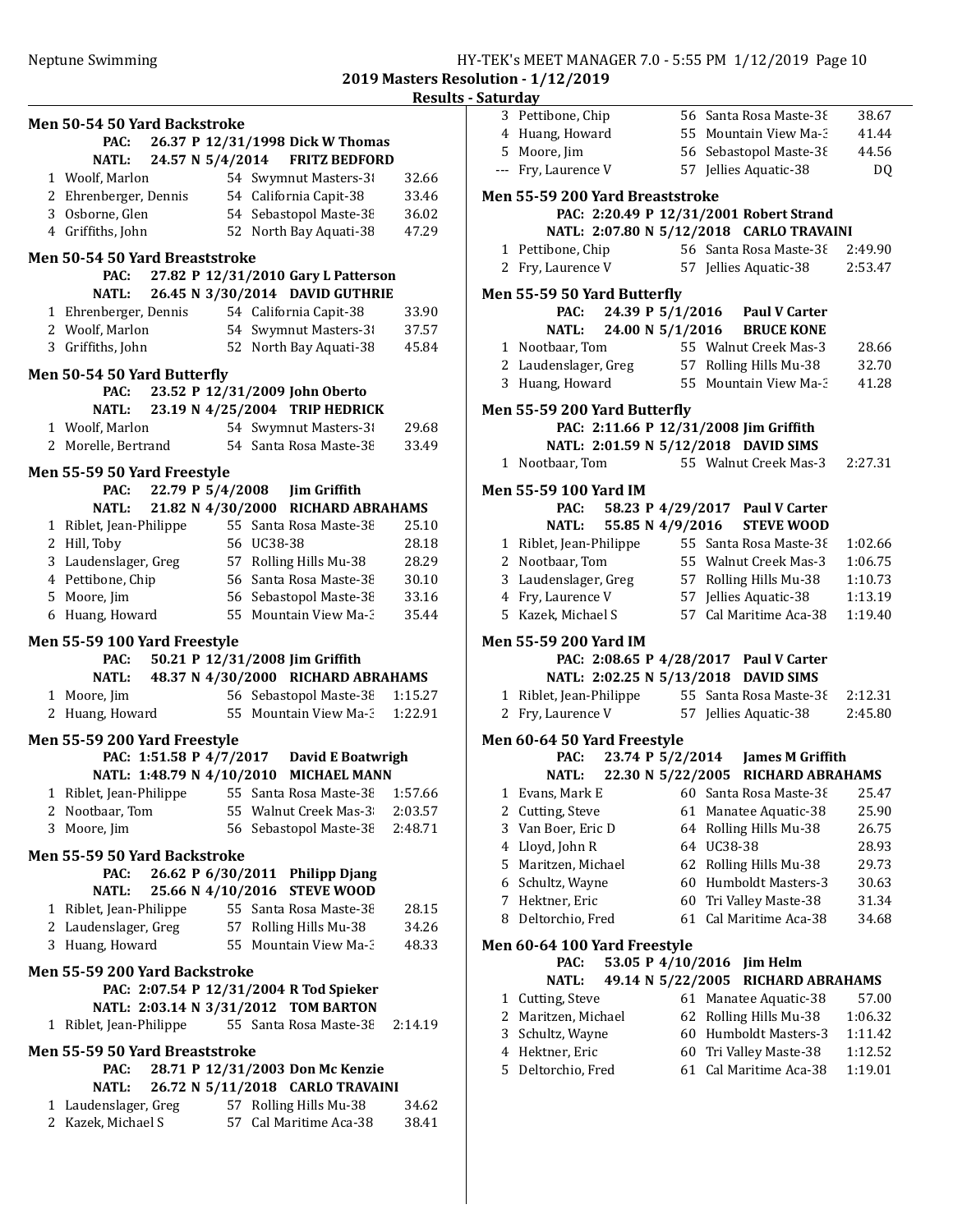**2019 Masters Resolution - 1/12/2019**

**Results - Saturday**

### Men 50-54 50 Yard Backstroke

PAC: 26.37 P 12/31/1998 Dick W Thomas
NATL: 24.57 N 5/4/2014 FRITZ BEDFORD

| Place | Name | Age | Team | Time |
|---|---|---|---|---|
| 1 | Woolf, Marlon | 54 | Swymnut Masters-3 | 32.66 |
| 2 | Ehrenberger, Dennis | 54 | California Capit-38 | 33.46 |
| 3 | Osborne, Glen | 54 | Sebastopol Maste-38 | 36.02 |
| 4 | Griffiths, John | 52 | North Bay Aquati-38 | 47.29 |

### Men 50-54 50 Yard Breaststroke

PAC: 27.82 P 12/31/2010 Gary L Patterson
NATL: 26.45 N 3/30/2014 DAVID GUTHRIE

| Place | Name | Age | Team | Time |
|---|---|---|---|---|
| 1 | Ehrenberger, Dennis | 54 | California Capit-38 | 33.90 |
| 2 | Woolf, Marlon | 54 | Swymnut Masters-3 | 37.57 |
| 3 | Griffiths, John | 52 | North Bay Aquati-38 | 45.84 |

### Men 50-54 50 Yard Butterfly

PAC: 23.52 P 12/31/2009 John Oberto
NATL: 23.19 N 4/25/2004 TRIP HEDRICK

| Place | Name | Age | Team | Time |
|---|---|---|---|---|
| 1 | Woolf, Marlon | 54 | Swymnut Masters-3 | 29.68 |
| 2 | Morelle, Bertrand | 54 | Santa Rosa Maste-38 | 33.49 |

### Men 55-59 50 Yard Freestyle

PAC: 22.79 P 5/4/2008 Jim Griffith
NATL: 21.82 N 4/30/2000 RICHARD ABRAHAMS

| Place | Name | Age | Team | Time |
|---|---|---|---|---|
| 1 | Riblet, Jean-Philippe | 55 | Santa Rosa Maste-38 | 25.10 |
| 2 | Hill, Toby | 56 | UC38-38 | 28.18 |
| 3 | Laudenslager, Greg | 57 | Rolling Hills Mu-38 | 28.29 |
| 4 | Pettibone, Chip | 56 | Santa Rosa Maste-38 | 30.10 |
| 5 | Moore, Jim | 56 | Sebastopol Maste-38 | 33.16 |
| 6 | Huang, Howard | 55 | Mountain View Ma-3 | 35.44 |

### Men 55-59 100 Yard Freestyle

PAC: 50.21 P 12/31/2008 Jim Griffith
NATL: 48.37 N 4/30/2000 RICHARD ABRAHAMS

| Place | Name | Age | Team | Time |
|---|---|---|---|---|
| 1 | Moore, Jim | 56 | Sebastopol Maste-38 | 1:15.27 |
| 2 | Huang, Howard | 55 | Mountain View Ma-3 | 1:22.91 |

### Men 55-59 200 Yard Freestyle

PAC: 1:51.58 P 4/7/2017 David E Boatwrigh
NATL: 1:48.79 N 4/10/2010 MICHAEL MANN

| Place | Name | Age | Team | Time |
|---|---|---|---|---|
| 1 | Riblet, Jean-Philippe | 55 | Santa Rosa Maste-38 | 1:57.66 |
| 2 | Nootbaar, Tom | 55 | Walnut Creek Mas-3 | 2:03.57 |
| 3 | Moore, Jim | 56 | Sebastopol Maste-38 | 2:48.71 |

### Men 55-59 50 Yard Backstroke

PAC: 26.62 P 6/30/2011 Philipp Djang
NATL: 25.66 N 4/10/2016 STEVE WOOD

| Place | Name | Age | Team | Time |
|---|---|---|---|---|
| 1 | Riblet, Jean-Philippe | 55 | Santa Rosa Maste-38 | 28.15 |
| 2 | Laudenslager, Greg | 57 | Rolling Hills Mu-38 | 34.26 |
| 3 | Huang, Howard | 55 | Mountain View Ma-3 | 48.33 |

### Men 55-59 200 Yard Backstroke

PAC: 2:07.54 P 12/31/2004 R Tod Spieker
NATL: 2:03.14 N 3/31/2012 TOM BARTON

| Place | Name | Age | Team | Time |
|---|---|---|---|---|
| 1 | Riblet, Jean-Philippe | 55 | Santa Rosa Maste-38 | 2:14.19 |

### Men 55-59 50 Yard Breaststroke

PAC: 28.71 P 12/31/2003 Don Mc Kenzie
NATL: 26.72 N 5/11/2018 CARLO TRAVAINI

| Place | Name | Age | Team | Time |
|---|---|---|---|---|
| 1 | Laudenslager, Greg | 57 | Rolling Hills Mu-38 | 34.62 |
| 2 | Kazek, Michael S | 57 | Cal Maritime Aca-38 | 38.41 |
| 3 | Pettibone, Chip | 56 | Santa Rosa Maste-38 | 38.67 |
| 4 | Huang, Howard | 55 | Mountain View Ma-3 | 41.44 |
| 5 | Moore, Jim | 56 | Sebastopol Maste-38 | 44.56 |
| --- | Fry, Laurence V | 57 | Jellies Aquatic-38 | DQ |

### Men 55-59 200 Yard Breaststroke

PAC: 2:20.49 P 12/31/2001 Robert Strand
NATL: 2:07.80 N 5/12/2018 CARLO TRAVAINI

| Place | Name | Age | Team | Time |
|---|---|---|---|---|
| 1 | Pettibone, Chip | 56 | Santa Rosa Maste-38 | 2:49.90 |
| 2 | Fry, Laurence V | 57 | Jellies Aquatic-38 | 2:53.47 |

### Men 55-59 50 Yard Butterfly

PAC: 24.39 P 5/1/2016 Paul V Carter
NATL: 24.00 N 5/1/2016 BRUCE KONE

| Place | Name | Age | Team | Time |
|---|---|---|---|---|
| 1 | Nootbaar, Tom | 55 | Walnut Creek Mas-3 | 28.66 |
| 2 | Laudenslager, Greg | 57 | Rolling Hills Mu-38 | 32.70 |
| 3 | Huang, Howard | 55 | Mountain View Ma-3 | 41.28 |

### Men 55-59 200 Yard Butterfly

PAC: 2:11.66 P 12/31/2008 Jim Griffith
NATL: 2:01.59 N 5/12/2018 DAVID SIMS

| Place | Name | Age | Team | Time |
|---|---|---|---|---|
| 1 | Nootbaar, Tom | 55 | Walnut Creek Mas-3 | 2:27.31 |

### Men 55-59 100 Yard IM

PAC: 58.23 P 4/29/2017 Paul V Carter
NATL: 55.85 N 4/9/2016 STEVE WOOD

| Place | Name | Age | Team | Time |
|---|---|---|---|---|
| 1 | Riblet, Jean-Philippe | 55 | Santa Rosa Maste-38 | 1:02.66 |
| 2 | Nootbaar, Tom | 55 | Walnut Creek Mas-3 | 1:06.75 |
| 3 | Laudenslager, Greg | 57 | Rolling Hills Mu-38 | 1:10.73 |
| 4 | Fry, Laurence V | 57 | Jellies Aquatic-38 | 1:13.19 |
| 5 | Kazek, Michael S | 57 | Cal Maritime Aca-38 | 1:19.40 |

### Men 55-59 200 Yard IM

PAC: 2:08.65 P 4/28/2017 Paul V Carter
NATL: 2:02.25 N 5/13/2018 DAVID SIMS

| Place | Name | Age | Team | Time |
|---|---|---|---|---|
| 1 | Riblet, Jean-Philippe | 55 | Santa Rosa Maste-38 | 2:12.31 |
| 2 | Fry, Laurence V | 57 | Jellies Aquatic-38 | 2:45.80 |

### Men 60-64 50 Yard Freestyle

PAC: 23.74 P 5/2/2014 James M Griffith
NATL: 22.30 N 5/22/2005 RICHARD ABRAHAMS

| Place | Name | Age | Team | Time |
|---|---|---|---|---|
| 1 | Evans, Mark E | 60 | Santa Rosa Maste-38 | 25.47 |
| 2 | Cutting, Steve | 61 | Manatee Aquatic-38 | 25.90 |
| 3 | Van Boer, Eric D | 64 | Rolling Hills Mu-38 | 26.75 |
| 4 | Lloyd, John R | 64 | UC38-38 | 28.93 |
| 5 | Maritzen, Michael | 62 | Rolling Hills Mu-38 | 29.73 |
| 6 | Schultz, Wayne | 60 | Humboldt Masters-3 | 30.63 |
| 7 | Hektner, Eric | 60 | Tri Valley Maste-38 | 31.34 |
| 8 | Deltorchio, Fred | 61 | Cal Maritime Aca-38 | 34.68 |

### Men 60-64 100 Yard Freestyle

PAC: 53.05 P 4/10/2016 Jim Helm
NATL: 49.14 N 5/22/2005 RICHARD ABRAHAMS

| Place | Name | Age | Team | Time |
|---|---|---|---|---|
| 1 | Cutting, Steve | 61 | Manatee Aquatic-38 | 57.00 |
| 2 | Maritzen, Michael | 62 | Rolling Hills Mu-38 | 1:06.32 |
| 3 | Schultz, Wayne | 60 | Humboldt Masters-3 | 1:11.42 |
| 4 | Hektner, Eric | 60 | Tri Valley Maste-38 | 1:12.52 |
| 5 | Deltorchio, Fred | 61 | Cal Maritime Aca-38 | 1:19.01 |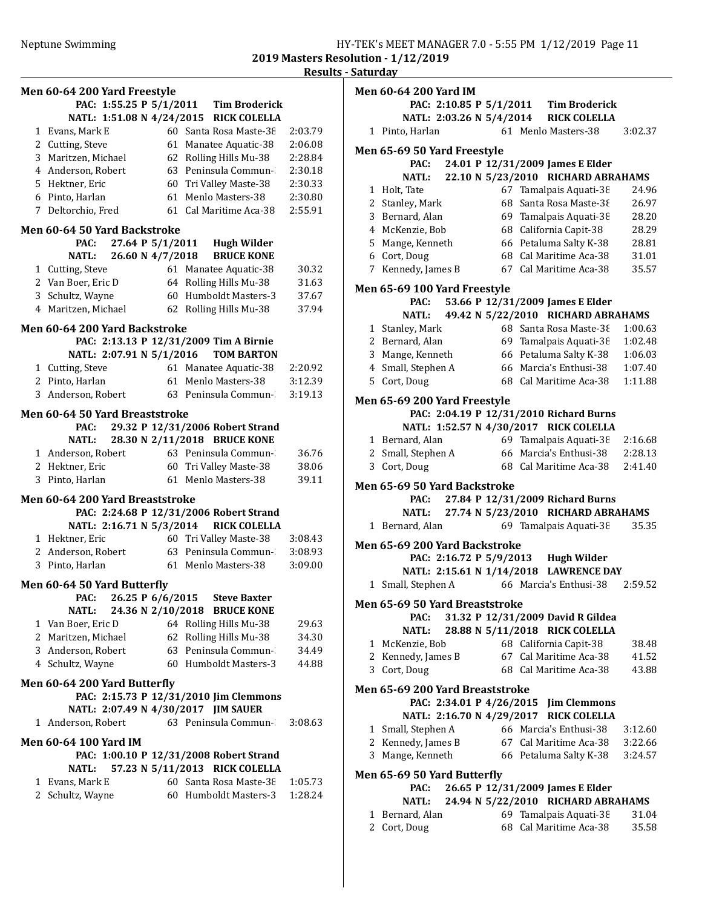**2019 Masters Resolution - 1/12/2019**

**Results - Saturday**

### Men 60-64 200 Yard Freestyle

PAC: 1:55.25 P 5/1/2011 Tim Broderick
NATL: 1:51.08 N 4/24/2015 RICK COLELLA

| | Name | Age | Team | Time |
|---|---|---|---|---|
| 1 | Evans, Mark E | 60 | Santa Rosa Maste-38 | 2:03.79 |
| 2 | Cutting, Steve | 61 | Manatee Aquatic-38 | 2:06.08 |
| 3 | Maritzen, Michael | 62 | Rolling Hills Mu-38 | 2:28.84 |
| 4 | Anderson, Robert | 63 | Peninsula Commun-3 | 2:30.18 |
| 5 | Hektner, Eric | 60 | Tri Valley Maste-38 | 2:30.33 |
| 6 | Pinto, Harlan | 61 | Menlo Masters-38 | 2:30.80 |
| 7 | Deltorchio, Fred | 61 | Cal Maritime Aca-38 | 2:55.91 |

### Men 60-64 50 Yard Backstroke

PAC: 27.64 P 5/1/2011 Hugh Wilder
NATL: 26.60 N 4/7/2018 BRUCE KONE

| | Name | Age | Team | Time |
|---|---|---|---|---|
| 1 | Cutting, Steve | 61 | Manatee Aquatic-38 | 30.32 |
| 2 | Van Boer, Eric D | 64 | Rolling Hills Mu-38 | 31.63 |
| 3 | Schultz, Wayne | 60 | Humboldt Masters-3 | 37.67 |
| 4 | Maritzen, Michael | 62 | Rolling Hills Mu-38 | 37.94 |

### Men 60-64 200 Yard Backstroke

PAC: 2:13.13 P 12/31/2009 Tim A Birnie
NATL: 2:07.91 N 5/1/2016 TOM BARTON

| | Name | Age | Team | Time |
|---|---|---|---|---|
| 1 | Cutting, Steve | 61 | Manatee Aquatic-38 | 2:20.92 |
| 2 | Pinto, Harlan | 61 | Menlo Masters-38 | 3:12.39 |
| 3 | Anderson, Robert | 63 | Peninsula Commun-3 | 3:19.13 |

### Men 60-64 50 Yard Breaststroke

PAC: 29.32 P 12/31/2006 Robert Strand
NATL: 28.30 N 2/11/2018 BRUCE KONE

| | Name | Age | Team | Time |
|---|---|---|---|---|
| 1 | Anderson, Robert | 63 | Peninsula Commun-3 | 36.76 |
| 2 | Hektner, Eric | 60 | Tri Valley Maste-38 | 38.06 |
| 3 | Pinto, Harlan | 61 | Menlo Masters-38 | 39.11 |

### Men 60-64 200 Yard Breaststroke

PAC: 2:24.68 P 12/31/2006 Robert Strand
NATL: 2:16.71 N 5/3/2014 RICK COLELLA

| | Name | Age | Team | Time |
|---|---|---|---|---|
| 1 | Hektner, Eric | 60 | Tri Valley Maste-38 | 3:08.43 |
| 2 | Anderson, Robert | 63 | Peninsula Commun-3 | 3:08.93 |
| 3 | Pinto, Harlan | 61 | Menlo Masters-38 | 3:09.00 |

### Men 60-64 50 Yard Butterfly

PAC: 26.25 P 6/6/2015 Steve Baxter
NATL: 24.36 N 2/10/2018 BRUCE KONE

| | Name | Age | Team | Time |
|---|---|---|---|---|
| 1 | Van Boer, Eric D | 64 | Rolling Hills Mu-38 | 29.63 |
| 2 | Maritzen, Michael | 62 | Rolling Hills Mu-38 | 34.30 |
| 3 | Anderson, Robert | 63 | Peninsula Commun-3 | 34.49 |
| 4 | Schultz, Wayne | 60 | Humboldt Masters-3 | 44.88 |

### Men 60-64 200 Yard Butterfly

PAC: 2:15.73 P 12/31/2010 Jim Clemmons
NATL: 2:07.49 N 4/30/2017 JIM SAUER

| | Name | Age | Team | Time |
|---|---|---|---|---|
| 1 | Anderson, Robert | 63 | Peninsula Commun-3 | 3:08.63 |

### Men 60-64 100 Yard IM

PAC: 1:00.10 P 12/31/2008 Robert Strand
NATL: 57.23 N 5/11/2013 RICK COLELLA

| | Name | Age | Team | Time |
|---|---|---|---|---|
| 1 | Evans, Mark E | 60 | Santa Rosa Maste-38 | 1:05.73 |
| 2 | Schultz, Wayne | 60 | Humboldt Masters-3 | 1:28.24 |

### Men 60-64 200 Yard IM

PAC: 2:10.85 P 5/1/2011 Tim Broderick
NATL: 2:03.26 N 5/4/2014 RICK COLELLA

| | Name | Age | Team | Time |
|---|---|---|---|---|
| 1 | Pinto, Harlan | 61 | Menlo Masters-38 | 3:02.37 |

### Men 65-69 50 Yard Freestyle

PAC: 24.01 P 12/31/2009 James E Elder
NATL: 22.10 N 5/23/2010 RICHARD ABRAHAMS

| | Name | Age | Team | Time |
|---|---|---|---|---|
| 1 | Holt, Tate | 67 | Tamalpais Aquati-38 | 24.96 |
| 2 | Stanley, Mark | 68 | Santa Rosa Maste-38 | 26.97 |
| 3 | Bernard, Alan | 69 | Tamalpais Aquati-38 | 28.20 |
| 4 | McKenzie, Bob | 68 | California Capit-38 | 28.29 |
| 5 | Mange, Kenneth | 66 | Petaluma Salty K-38 | 28.81 |
| 6 | Cort, Doug | 68 | Cal Maritime Aca-38 | 31.01 |
| 7 | Kennedy, James B | 67 | Cal Maritime Aca-38 | 35.57 |

### Men 65-69 100 Yard Freestyle

PAC: 53.66 P 12/31/2009 James E Elder
NATL: 49.42 N 5/22/2010 RICHARD ABRAHAMS

| | Name | Age | Team | Time |
|---|---|---|---|---|
| 1 | Stanley, Mark | 68 | Santa Rosa Maste-38 | 1:00.63 |
| 2 | Bernard, Alan | 69 | Tamalpais Aquati-38 | 1:02.48 |
| 3 | Mange, Kenneth | 66 | Petaluma Salty K-38 | 1:06.03 |
| 4 | Small, Stephen A | 66 | Marcia's Enthusi-38 | 1:07.40 |
| 5 | Cort, Doug | 68 | Cal Maritime Aca-38 | 1:11.88 |

### Men 65-69 200 Yard Freestyle

PAC: 2:04.19 P 12/31/2010 Richard Burns
NATL: 1:52.57 N 4/30/2017 RICK COLELLA

| | Name | Age | Team | Time |
|---|---|---|---|---|
| 1 | Bernard, Alan | 69 | Tamalpais Aquati-38 | 2:16.68 |
| 2 | Small, Stephen A | 66 | Marcia's Enthusi-38 | 2:28.13 |
| 3 | Cort, Doug | 68 | Cal Maritime Aca-38 | 2:41.40 |

### Men 65-69 50 Yard Backstroke

PAC: 27.84 P 12/31/2009 Richard Burns
NATL: 27.74 N 5/23/2010 RICHARD ABRAHAMS

| | Name | Age | Team | Time |
|---|---|---|---|---|
| 1 | Bernard, Alan | 69 | Tamalpais Aquati-38 | 35.35 |

### Men 65-69 200 Yard Backstroke

PAC: 2:16.72 P 5/9/2013 Hugh Wilder
NATL: 2:15.61 N 1/14/2018 LAWRENCE DAY

| | Name | Age | Team | Time |
|---|---|---|---|---|
| 1 | Small, Stephen A | 66 | Marcia's Enthusi-38 | 2:59.52 |

### Men 65-69 50 Yard Breaststroke

PAC: 31.32 P 12/31/2009 David R Gildea
NATL: 28.88 N 5/11/2018 RICK COLELLA

| | Name | Age | Team | Time |
|---|---|---|---|---|
| 1 | McKenzie, Bob | 68 | California Capit-38 | 38.48 |
| 2 | Kennedy, James B | 67 | Cal Maritime Aca-38 | 41.52 |
| 3 | Cort, Doug | 68 | Cal Maritime Aca-38 | 43.88 |

### Men 65-69 200 Yard Breaststroke

PAC: 2:34.01 P 4/26/2015 Jim Clemmons
NATL: 2:16.70 N 4/29/2017 RICK COLELLA

| | Name | Age | Team | Time |
|---|---|---|---|---|
| 1 | Small, Stephen A | 66 | Marcia's Enthusi-38 | 3:12.60 |
| 2 | Kennedy, James B | 67 | Cal Maritime Aca-38 | 3:22.66 |
| 3 | Mange, Kenneth | 66 | Petaluma Salty K-38 | 3:24.57 |

### Men 65-69 50 Yard Butterfly

PAC: 26.65 P 12/31/2009 James E Elder
NATL: 24.94 N 5/22/2010 RICHARD ABRAHAMS

| | Name | Age | Team | Time |
|---|---|---|---|---|
| 1 | Bernard, Alan | 69 | Tamalpais Aquati-38 | 31.04 |
| 2 | Cort, Doug | 68 | Cal Maritime Aca-38 | 35.58 |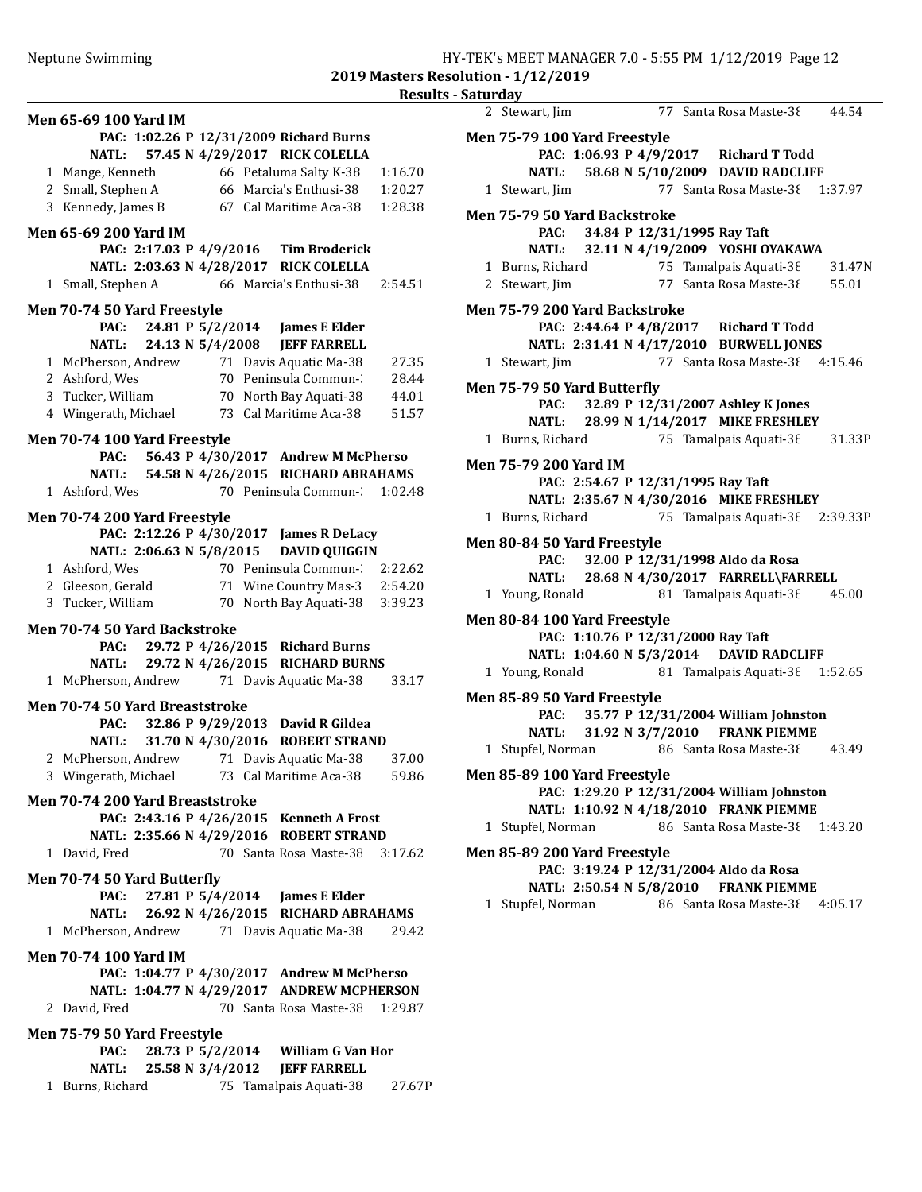**2019 Masters Resolution - 1/12/2019**

**Results - Saturday**

### Men 65-69 100 Yard IM

PAC: 1:02.26 P 12/31/2009 Richard Burns
NATL: 57.45 N 4/29/2017 RICK COLELLA

| Place | Name | Age | Team | Time |
|---|---|---|---|---|
| 1 | Mange, Kenneth | 66 | Petaluma Salty K-38 | 1:16.70 |
| 2 | Small, Stephen A | 66 | Marcia's Enthusi-38 | 1:20.27 |
| 3 | Kennedy, James B | 67 | Cal Maritime Aca-38 | 1:28.38 |

### Men 65-69 200 Yard IM

PAC: 2:17.03 P 4/9/2016 Tim Broderick
NATL: 2:03.63 N 4/28/2017 RICK COLELLA

| Place | Name | Age | Team | Time |
|---|---|---|---|---|
| 1 | Small, Stephen A | 66 | Marcia's Enthusi-38 | 2:54.51 |

### Men 70-74 50 Yard Freestyle

PAC: 24.81 P 5/2/2014 James E Elder
NATL: 24.13 N 5/4/2008 JEFF FARRELL

| Place | Name | Age | Team | Time |
|---|---|---|---|---|
| 1 | McPherson, Andrew | 71 | Davis Aquatic Ma-38 | 27.35 |
| 2 | Ashford, Wes | 70 | Peninsula Commun-3 | 28.44 |
| 3 | Tucker, William | 70 | North Bay Aquati-38 | 44.01 |
| 4 | Wingerath, Michael | 73 | Cal Maritime Aca-38 | 51.57 |

### Men 70-74 100 Yard Freestyle

PAC: 56.43 P 4/30/2017 Andrew M McPherso
NATL: 54.58 N 4/26/2015 RICHARD ABRAHAMS

| Place | Name | Age | Team | Time |
|---|---|---|---|---|
| 1 | Ashford, Wes | 70 | Peninsula Commun-3 | 1:02.48 |

### Men 70-74 200 Yard Freestyle

PAC: 2:12.26 P 4/30/2017 James R DeLacy
NATL: 2:06.63 N 5/8/2015 DAVID QUIGGIN

| Place | Name | Age | Team | Time |
|---|---|---|---|---|
| 1 | Ashford, Wes | 70 | Peninsula Commun-3 | 2:22.62 |
| 2 | Gleeson, Gerald | 71 | Wine Country Mas-3 | 2:54.20 |
| 3 | Tucker, William | 70 | North Bay Aquati-38 | 3:39.23 |

### Men 70-74 50 Yard Backstroke

PAC: 29.72 P 4/26/2015 Richard Burns
NATL: 29.72 N 4/26/2015 RICHARD BURNS

| Place | Name | Age | Team | Time |
|---|---|---|---|---|
| 1 | McPherson, Andrew | 71 | Davis Aquatic Ma-38 | 33.17 |

### Men 70-74 50 Yard Breaststroke

PAC: 32.86 P 9/29/2013 David R Gildea
NATL: 31.70 N 4/30/2016 ROBERT STRAND

| Place | Name | Age | Team | Time |
|---|---|---|---|---|
| 2 | McPherson, Andrew | 71 | Davis Aquatic Ma-38 | 37.00 |
| 3 | Wingerath, Michael | 73 | Cal Maritime Aca-38 | 59.86 |

### Men 70-74 200 Yard Breaststroke

PAC: 2:43.16 P 4/26/2015 Kenneth A Frost
NATL: 2:35.66 N 4/29/2016 ROBERT STRAND

| Place | Name | Age | Team | Time |
|---|---|---|---|---|
| 1 | David, Fred | 70 | Santa Rosa Maste-38 | 3:17.62 |

### Men 70-74 50 Yard Butterfly

PAC: 27.81 P 5/4/2014 James E Elder
NATL: 26.92 N 4/26/2015 RICHARD ABRAHAMS

| Place | Name | Age | Team | Time |
|---|---|---|---|---|
| 1 | McPherson, Andrew | 71 | Davis Aquatic Ma-38 | 29.42 |

### Men 70-74 100 Yard IM

PAC: 1:04.77 P 4/30/2017 Andrew M McPherso
NATL: 1:04.77 N 4/29/2017 ANDREW MCPHERSON

| Place | Name | Age | Team | Time |
|---|---|---|---|---|
| 2 | David, Fred | 70 | Santa Rosa Maste-38 | 1:29.87 |

### Men 75-79 50 Yard Freestyle

PAC: 28.73 P 5/2/2014 William G Van Hor
NATL: 25.58 N 3/4/2012 JEFF FARRELL

| Place | Name | Age | Team | Time |
|---|---|---|---|---|
| 1 | Burns, Richard | 75 | Tamalpais Aquati-38 | 27.67P |
| 2 | Stewart, Jim | 77 | Santa Rosa Maste-38 | 44.54 |

### Men 75-79 100 Yard Freestyle

PAC: 1:06.93 P 4/9/2017 Richard T Todd
NATL: 58.68 N 5/10/2009 DAVID RADCLIFF

| Place | Name | Age | Team | Time |
|---|---|---|---|---|
| 1 | Stewart, Jim | 77 | Santa Rosa Maste-38 | 1:37.97 |

### Men 75-79 50 Yard Backstroke

PAC: 34.84 P 12/31/1995 Ray Taft
NATL: 32.11 N 4/19/2009 YOSHI OYAKAWA

| Place | Name | Age | Team | Time |
|---|---|---|---|---|
| 1 | Burns, Richard | 75 | Tamalpais Aquati-38 | 31.47N |
| 2 | Stewart, Jim | 77 | Santa Rosa Maste-38 | 55.01 |

### Men 75-79 200 Yard Backstroke

PAC: 2:44.64 P 4/8/2017 Richard T Todd
NATL: 2:31.41 N 4/17/2010 BURWELL JONES

| Place | Name | Age | Team | Time |
|---|---|---|---|---|
| 1 | Stewart, Jim | 77 | Santa Rosa Maste-38 | 4:15.46 |

### Men 75-79 50 Yard Butterfly

PAC: 32.89 P 12/31/2007 Ashley K Jones
NATL: 28.99 N 1/14/2017 MIKE FRESHLEY

| Place | Name | Age | Team | Time |
|---|---|---|---|---|
| 1 | Burns, Richard | 75 | Tamalpais Aquati-38 | 31.33P |

### Men 75-79 200 Yard IM

PAC: 2:54.67 P 12/31/1995 Ray Taft
NATL: 2:35.67 N 4/30/2016 MIKE FRESHLEY

| Place | Name | Age | Team | Time |
|---|---|---|---|---|
| 1 | Burns, Richard | 75 | Tamalpais Aquati-38 | 2:39.33P |

### Men 80-84 50 Yard Freestyle

PAC: 32.00 P 12/31/1998 Aldo da Rosa
NATL: 28.68 N 4/30/2017 FARRELL\FARRELL

| Place | Name | Age | Team | Time |
|---|---|---|---|---|
| 1 | Young, Ronald | 81 | Tamalpais Aquati-38 | 45.00 |

### Men 80-84 100 Yard Freestyle

PAC: 1:10.76 P 12/31/2000 Ray Taft
NATL: 1:04.60 N 5/3/2014 DAVID RADCLIFF

| Place | Name | Age | Team | Time |
|---|---|---|---|---|
| 1 | Young, Ronald | 81 | Tamalpais Aquati-38 | 1:52.65 |

### Men 85-89 50 Yard Freestyle

PAC: 35.77 P 12/31/2004 William Johnston
NATL: 31.92 N 3/7/2010 FRANK PIEMME

| Place | Name | Age | Team | Time |
|---|---|---|---|---|
| 1 | Stupfel, Norman | 86 | Santa Rosa Maste-38 | 43.49 |

### Men 85-89 100 Yard Freestyle

PAC: 1:29.20 P 12/31/2004 William Johnston
NATL: 1:10.92 N 4/18/2010 FRANK PIEMME

| Place | Name | Age | Team | Time |
|---|---|---|---|---|
| 1 | Stupfel, Norman | 86 | Santa Rosa Maste-38 | 1:43.20 |

### Men 85-89 200 Yard Freestyle

PAC: 3:19.24 P 12/31/2004 Aldo da Rosa
NATL: 2:50.54 N 5/8/2010 FRANK PIEMME

| Place | Name | Age | Team | Time |
|---|---|---|---|---|
| 1 | Stupfel, Norman | 86 | Santa Rosa Maste-38 | 4:05.17 |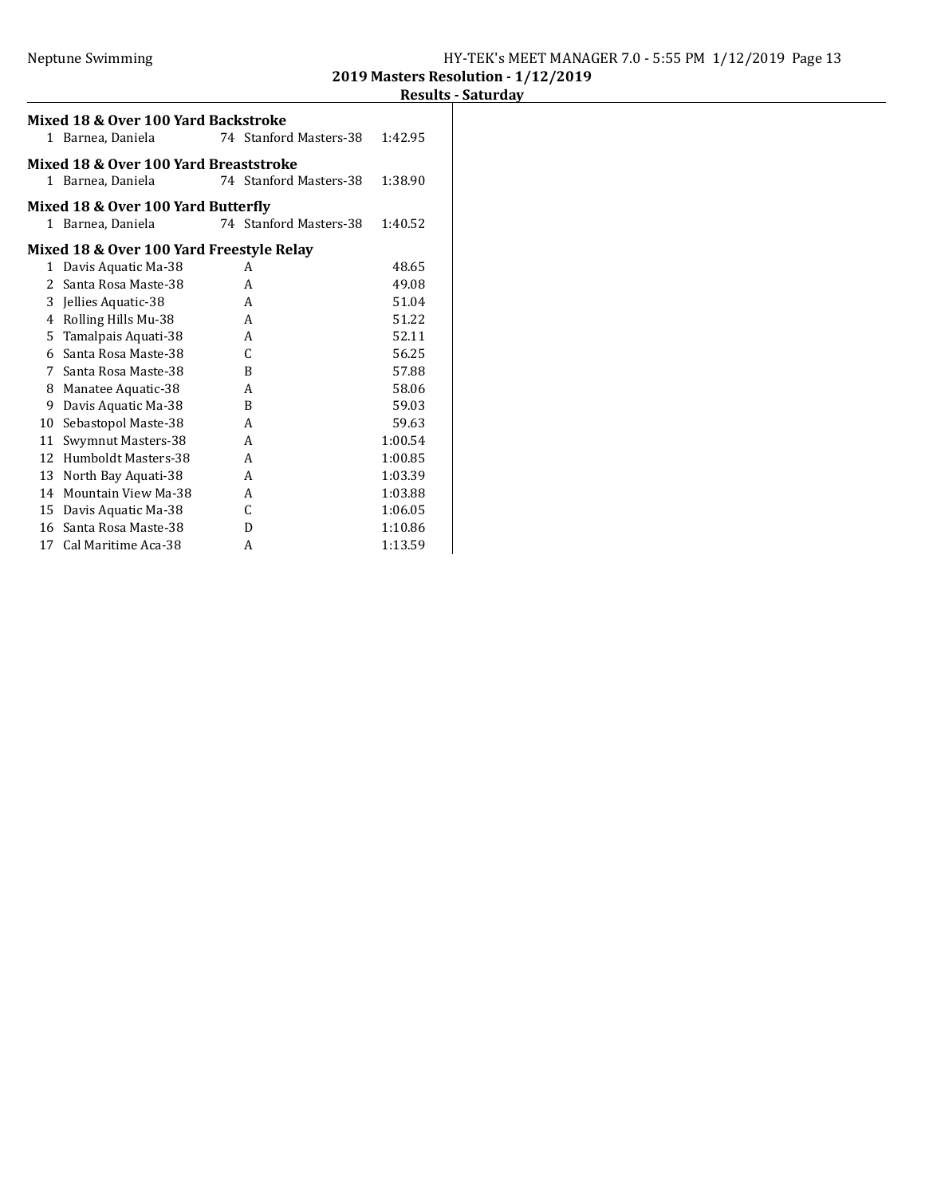**Mixed 18 & Over 100 Yard Backstroke**

| | | | | |
|---|---|---|---|---|
| 1 | Barnea, Daniela | 74 | Stanford Masters-38 | 1:42.95 |

**Mixed 18 & Over 100 Yard Breaststroke**

| | | | | |
|---|---|---|---|---|
| 1 | Barnea, Daniela | 74 | Stanford Masters-38 | 1:38.90 |

**Mixed 18 & Over 100 Yard Butterfly**

| | | | | |
|---|---|---|---|---|
| 1 | Barnea, Daniela | 74 | Stanford Masters-38 | 1:40.52 |

**Mixed 18 & Over 100 Yard Freestyle Relay**

| | | | |
|---|---|---|---|
| 1 | Davis Aquatic Ma-38 | A | 48.65 |
| 2 | Santa Rosa Maste-38 | A | 49.08 |
| 3 | Jellies Aquatic-38 | A | 51.04 |
| 4 | Rolling Hills Mu-38 | A | 51.22 |
| 5 | Tamalpais Aquati-38 | A | 52.11 |
| 6 | Santa Rosa Maste-38 | C | 56.25 |
| 7 | Santa Rosa Maste-38 | B | 57.88 |
| 8 | Manatee Aquatic-38 | A | 58.06 |
| 9 | Davis Aquatic Ma-38 | B | 59.03 |
| 10 | Sebastopol Maste-38 | A | 59.63 |
| 11 | Swymnut Masters-38 | A | 1:00.54 |
| 12 | Humboldt Masters-38 | A | 1:00.85 |
| 13 | North Bay Aquati-38 | A | 1:03.39 |
| 14 | Mountain View Ma-38 | A | 1:03.88 |
| 15 | Davis Aquatic Ma-38 | C | 1:06.05 |
| 16 | Santa Rosa Maste-38 | D | 1:10.86 |
| 17 | Cal Maritime Aca-38 | A | 1:13.59 |